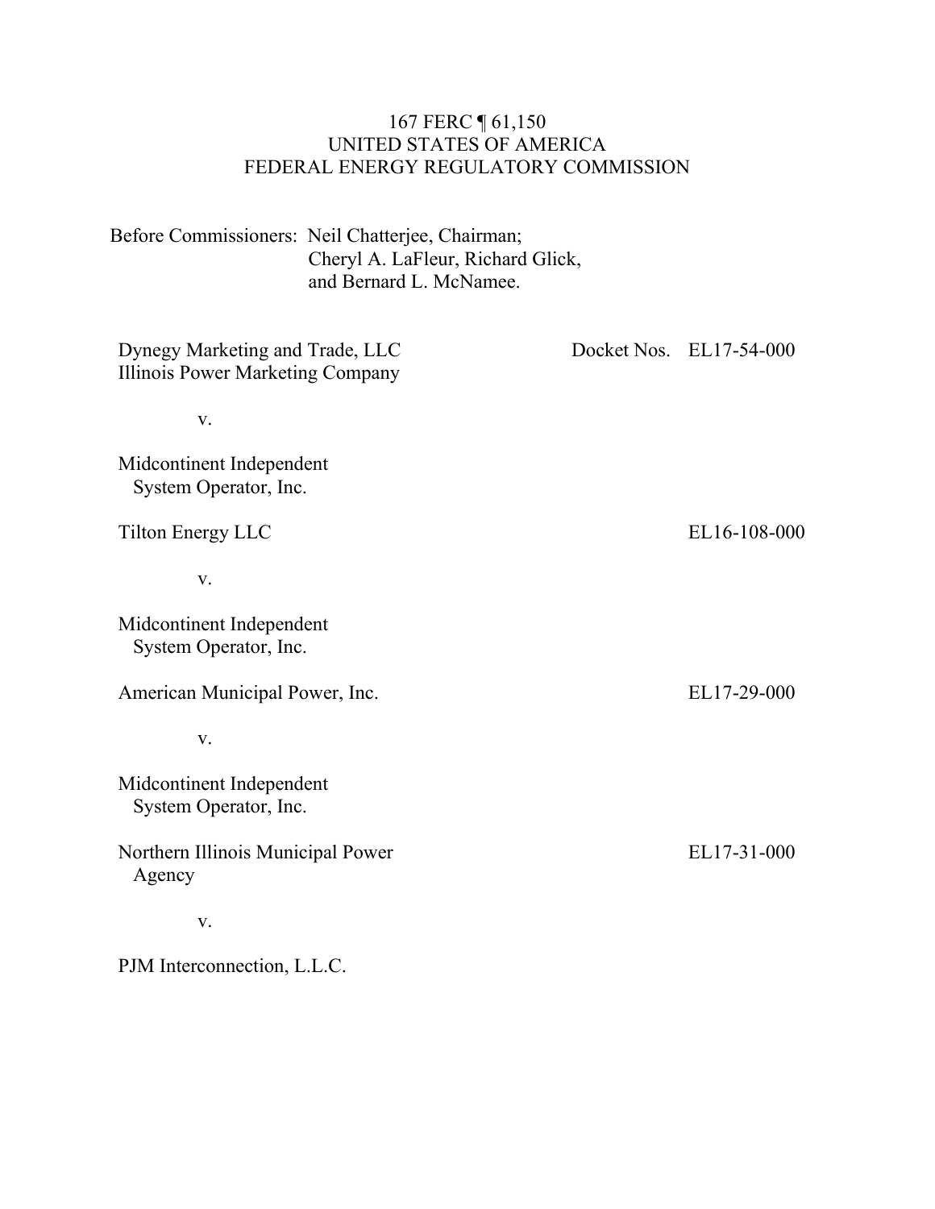167 FERC ¶ 61,150
UNITED STATES OF AMERICA
FEDERAL ENERGY REGULATORY COMMISSION

Before Commissioners: Neil Chatterjee, Chairman;
Cheryl A. LaFleur, Richard Glick,
and Bernard L. McNamee.

| | |
|---|---|
| Dynegy Marketing and Trade, LLC<br>Illinois Power Marketing Company<br><br>v.<br><br>Midcontinent Independent System Operator, Inc. | Docket Nos. EL17-54-000 |
| Tilton Energy LLC<br><br>v.<br><br>Midcontinent Independent System Operator, Inc. | EL16-108-000 |
| American Municipal Power, Inc.<br><br>v.<br><br>Midcontinent Independent System Operator, Inc. | EL17-29-000 |
| Northern Illinois Municipal Power Agency<br><br>v.<br><br>PJM Interconnection, L.L.C. | EL17-31-000 |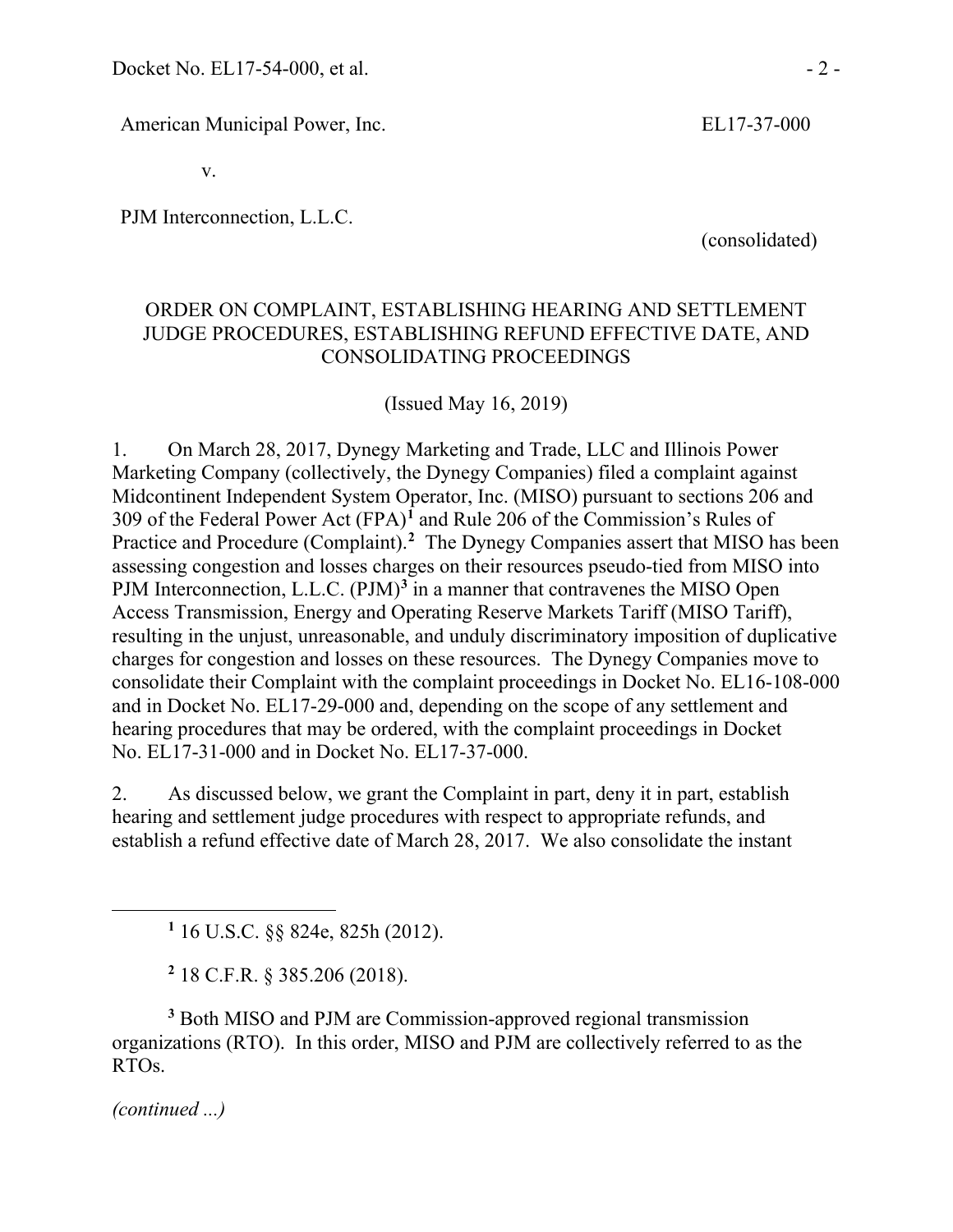American Municipal Power, Inc. EL17-37-000

v.

PJM Interconnection, L.L.C.

(consolidated)

ORDER ON COMPLAINT, ESTABLISHING HEARING AND SETTLEMENT JUDGE PROCEDURES, ESTABLISHING REFUND EFFECTIVE DATE, AND CONSOLIDATING PROCEEDINGS

(Issued May 16, 2019)

1. On March 28, 2017, Dynegy Marketing and Trade, LLC and Illinois Power Marketing Company (collectively, the Dynegy Companies) filed a complaint against Midcontinent Independent System Operator, Inc. (MISO) pursuant to sections 206 and 309 of the Federal Power Act (FPA)[1] and Rule 206 of the Commission's Rules of Practice and Procedure (Complaint).[2] The Dynegy Companies assert that MISO has been assessing congestion and losses charges on their resources pseudo-tied from MISO into PJM Interconnection, L.L.C. (PJM)[3] in a manner that contravenes the MISO Open Access Transmission, Energy and Operating Reserve Markets Tariff (MISO Tariff), resulting in the unjust, unreasonable, and unduly discriminatory imposition of duplicative charges for congestion and losses on these resources. The Dynegy Companies move to consolidate their Complaint with the complaint proceedings in Docket No. EL16-108-000 and in Docket No. EL17-29-000 and, depending on the scope of any settlement and hearing procedures that may be ordered, with the complaint proceedings in Docket No. EL17-31-000 and in Docket No. EL17-37-000.

2. As discussed below, we grant the Complaint in part, deny it in part, establish hearing and settlement judge procedures with respect to appropriate refunds, and establish a refund effective date of March 28, 2017. We also consolidate the instant

[1] 16 U.S.C. §§ 824e, 825h (2012).

[2] 18 C.F.R. § 385.206 (2018).

[3] Both MISO and PJM are Commission-approved regional transmission organizations (RTO). In this order, MISO and PJM are collectively referred to as the RTOs.

*(continued ...)*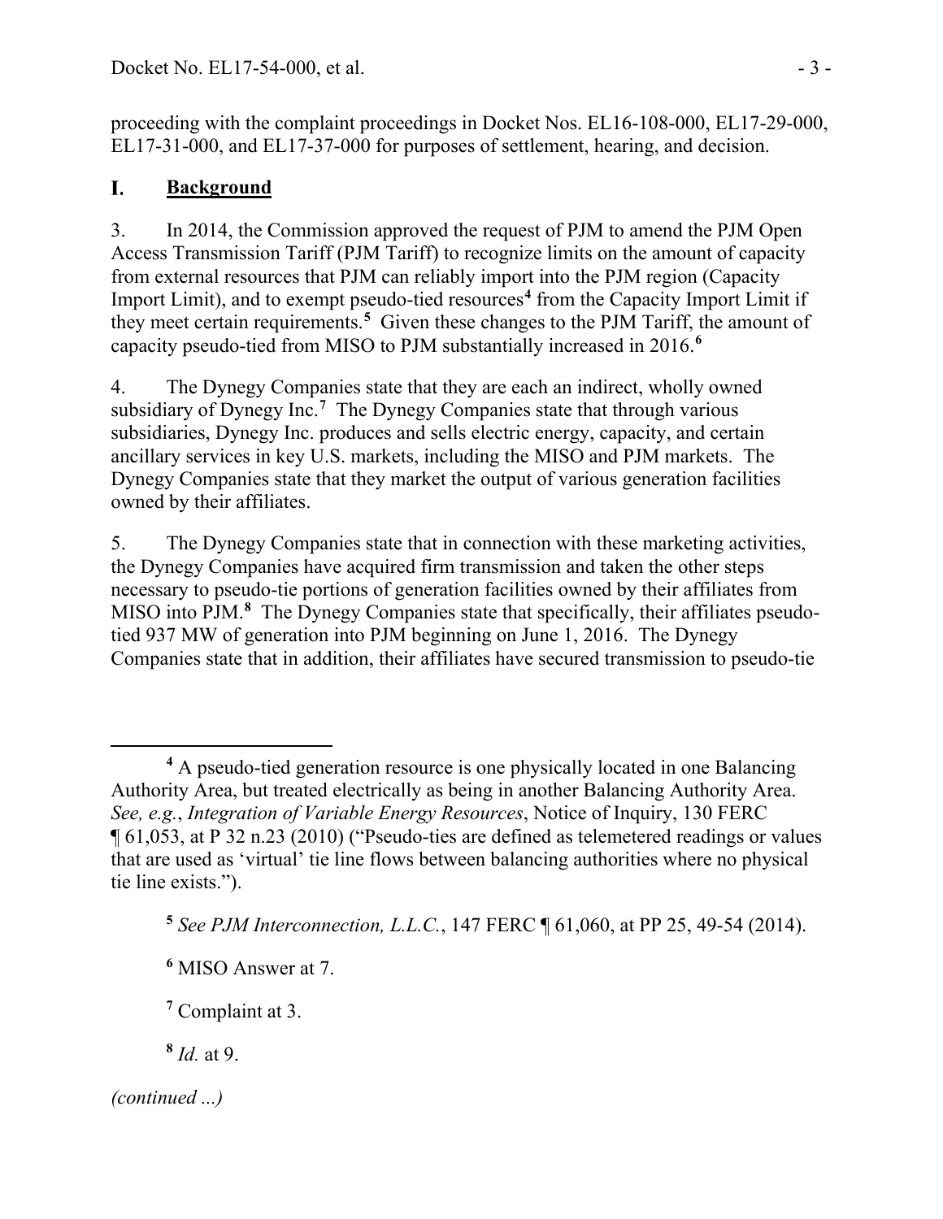proceeding with the complaint proceedings in Docket Nos. EL16-108-000, EL17-29-000, EL17-31-000, and EL17-37-000 for purposes of settlement, hearing, and decision.

## I. Background

3. In 2014, the Commission approved the request of PJM to amend the PJM Open Access Transmission Tariff (PJM Tariff) to recognize limits on the amount of capacity from external resources that PJM can reliably import into the PJM region (Capacity Import Limit), and to exempt pseudo-tied resources[4] from the Capacity Import Limit if they meet certain requirements.[5] Given these changes to the PJM Tariff, the amount of capacity pseudo-tied from MISO to PJM substantially increased in 2016.[6]

4. The Dynegy Companies state that they are each an indirect, wholly owned subsidiary of Dynegy Inc.[7] The Dynegy Companies state that through various subsidiaries, Dynegy Inc. produces and sells electric energy, capacity, and certain ancillary services in key U.S. markets, including the MISO and PJM markets. The Dynegy Companies state that they market the output of various generation facilities owned by their affiliates.

5. The Dynegy Companies state that in connection with these marketing activities, the Dynegy Companies have acquired firm transmission and taken the other steps necessary to pseudo-tie portions of generation facilities owned by their affiliates from MISO into PJM.[8] The Dynegy Companies state that specifically, their affiliates pseudo-tied 937 MW of generation into PJM beginning on June 1, 2016. The Dynegy Companies state that in addition, their affiliates have secured transmission to pseudo-tie

---

[4] A pseudo-tied generation resource is one physically located in one Balancing Authority Area, but treated electrically as being in another Balancing Authority Area. *See, e.g.*, *Integration of Variable Energy Resources*, Notice of Inquiry, 130 FERC ¶ 61,053, at P 32 n.23 (2010) ("Pseudo-ties are defined as telemetered readings or values that are used as 'virtual' tie line flows between balancing authorities where no physical tie line exists.").

[5] *See PJM Interconnection, L.L.C.*, 147 FERC ¶ 61,060, at PP 25, 49-54 (2014).

[6] MISO Answer at 7.

[7] Complaint at 3.

[8] *Id.* at 9.

*(continued ...)*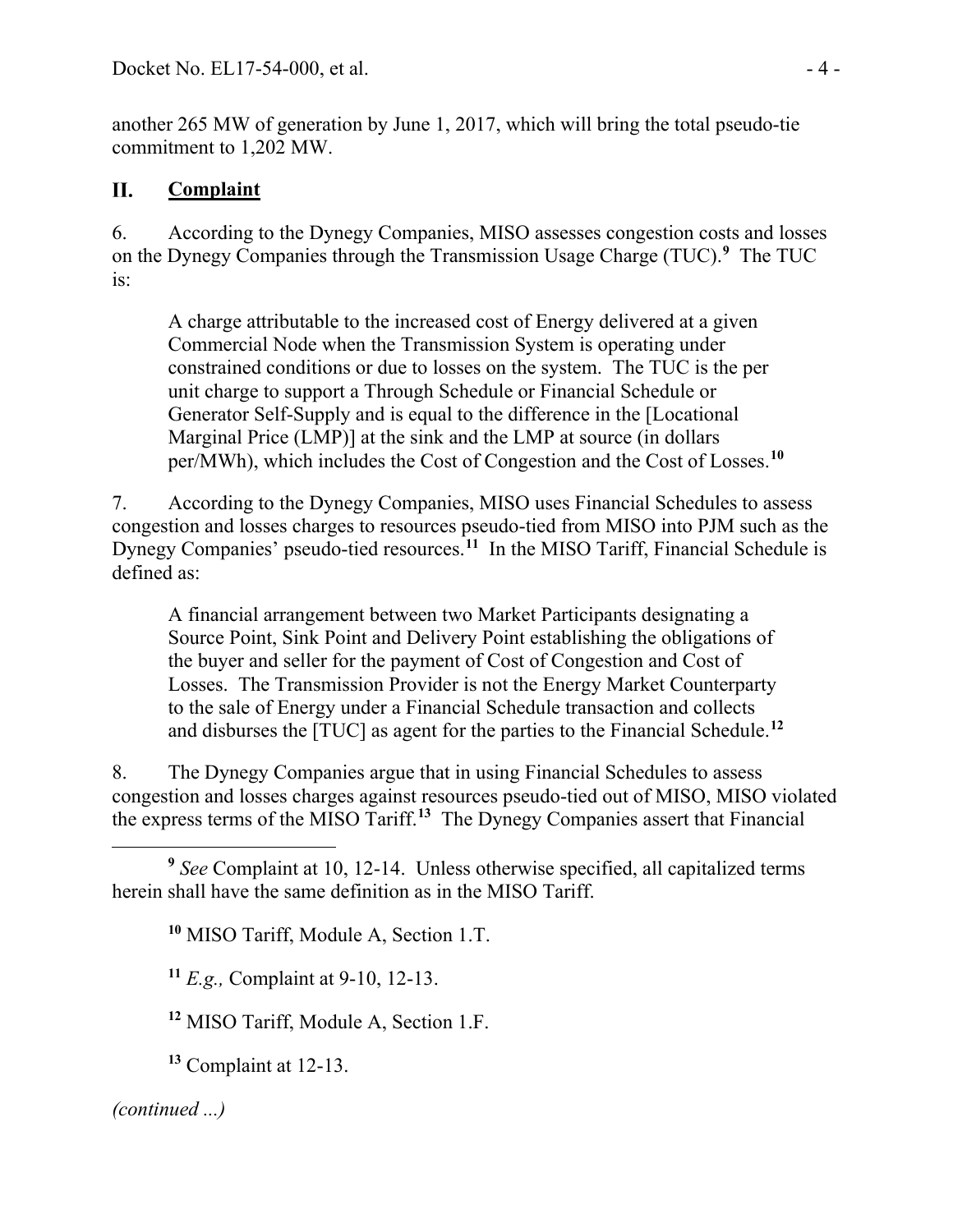another 265 MW of generation by June 1, 2017, which will bring the total pseudo-tie commitment to 1,202 MW.

## II. Complaint

6. According to the Dynegy Companies, MISO assesses congestion costs and losses on the Dynegy Companies through the Transmission Usage Charge (TUC).[9] The TUC is:

> A charge attributable to the increased cost of Energy delivered at a given Commercial Node when the Transmission System is operating under constrained conditions or due to losses on the system. The TUC is the per unit charge to support a Through Schedule or Financial Schedule or Generator Self-Supply and is equal to the difference in the [Locational Marginal Price (LMP)] at the sink and the LMP at source (in dollars per/MWh), which includes the Cost of Congestion and the Cost of Losses.[10]

7. According to the Dynegy Companies, MISO uses Financial Schedules to assess congestion and losses charges to resources pseudo-tied from MISO into PJM such as the Dynegy Companies' pseudo-tied resources.[11] In the MISO Tariff, Financial Schedule is defined as:

> A financial arrangement between two Market Participants designating a Source Point, Sink Point and Delivery Point establishing the obligations of the buyer and seller for the payment of Cost of Congestion and Cost of Losses. The Transmission Provider is not the Energy Market Counterparty to the sale of Energy under a Financial Schedule transaction and collects and disburses the [TUC] as agent for the parties to the Financial Schedule.[12]

8. The Dynegy Companies argue that in using Financial Schedules to assess congestion and losses charges against resources pseudo-tied out of MISO, MISO violated the express terms of the MISO Tariff.[13] The Dynegy Companies assert that Financial

---

[9] *See* Complaint at 10, 12-14. Unless otherwise specified, all capitalized terms herein shall have the same definition as in the MISO Tariff.

[10] MISO Tariff, Module A, Section 1.T.

[11] *E.g.,* Complaint at 9-10, 12-13.

[12] MISO Tariff, Module A, Section 1.F.

[13] Complaint at 12-13.

*(continued ...)*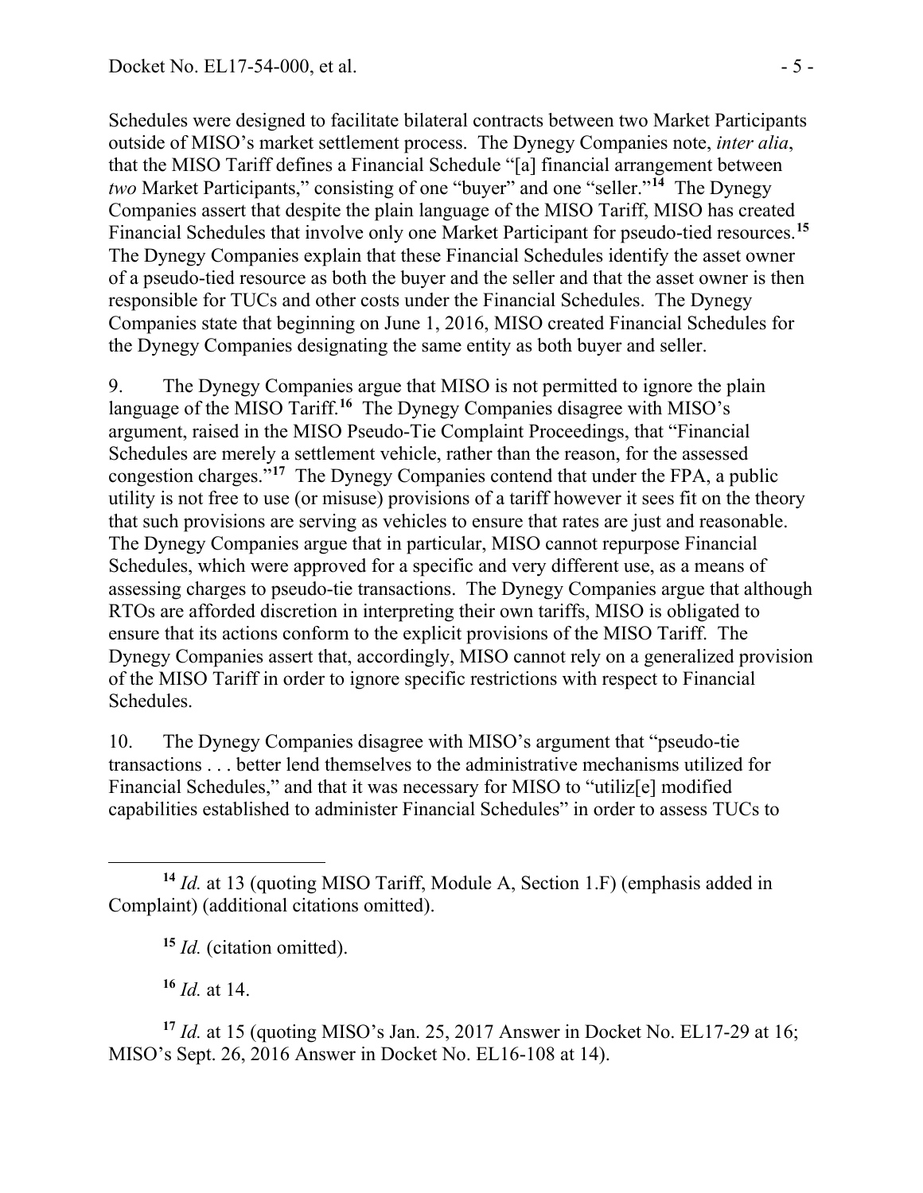Schedules were designed to facilitate bilateral contracts between two Market Participants outside of MISO's market settlement process. The Dynegy Companies note, *inter alia*, that the MISO Tariff defines a Financial Schedule "[a] financial arrangement between *two* Market Participants," consisting of one "buyer" and one "seller."[14] The Dynegy Companies assert that despite the plain language of the MISO Tariff, MISO has created Financial Schedules that involve only one Market Participant for pseudo-tied resources.[15] The Dynegy Companies explain that these Financial Schedules identify the asset owner of a pseudo-tied resource as both the buyer and the seller and that the asset owner is then responsible for TUCs and other costs under the Financial Schedules. The Dynegy Companies state that beginning on June 1, 2016, MISO created Financial Schedules for the Dynegy Companies designating the same entity as both buyer and seller.

9. The Dynegy Companies argue that MISO is not permitted to ignore the plain language of the MISO Tariff.[16] The Dynegy Companies disagree with MISO's argument, raised in the MISO Pseudo-Tie Complaint Proceedings, that "Financial Schedules are merely a settlement vehicle, rather than the reason, for the assessed congestion charges."[17] The Dynegy Companies contend that under the FPA, a public utility is not free to use (or misuse) provisions of a tariff however it sees fit on the theory that such provisions are serving as vehicles to ensure that rates are just and reasonable. The Dynegy Companies argue that in particular, MISO cannot repurpose Financial Schedules, which were approved for a specific and very different use, as a means of assessing charges to pseudo-tie transactions. The Dynegy Companies argue that although RTOs are afforded discretion in interpreting their own tariffs, MISO is obligated to ensure that its actions conform to the explicit provisions of the MISO Tariff. The Dynegy Companies assert that, accordingly, MISO cannot rely on a generalized provision of the MISO Tariff in order to ignore specific restrictions with respect to Financial Schedules.

10. The Dynegy Companies disagree with MISO's argument that "pseudo-tie transactions . . . better lend themselves to the administrative mechanisms utilized for Financial Schedules," and that it was necessary for MISO to "utiliz[e] modified capabilities established to administer Financial Schedules" in order to assess TUCs to

---

[14] *Id.* at 13 (quoting MISO Tariff, Module A, Section 1.F) (emphasis added in Complaint) (additional citations omitted).

[15] *Id.* (citation omitted).

[16] *Id.* at 14.

[17] *Id.* at 15 (quoting MISO's Jan. 25, 2017 Answer in Docket No. EL17-29 at 16; MISO's Sept. 26, 2016 Answer in Docket No. EL16-108 at 14).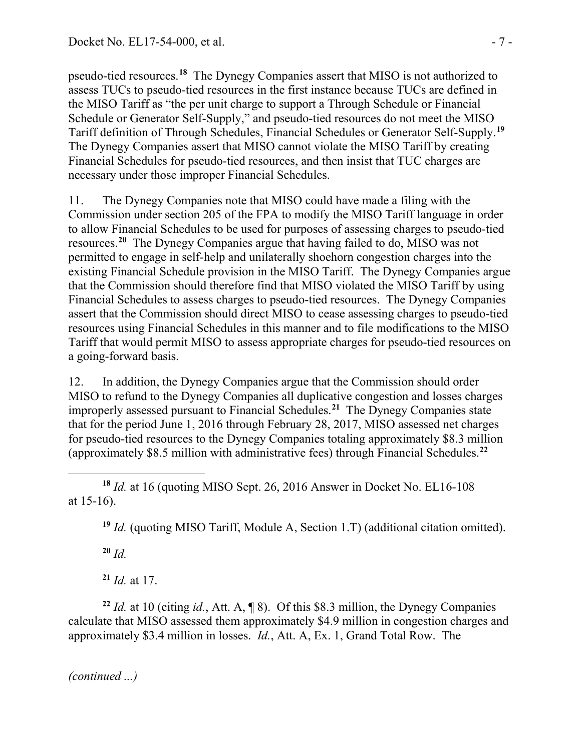pseudo-tied resources.[18] The Dynegy Companies assert that MISO is not authorized to assess TUCs to pseudo-tied resources in the first instance because TUCs are defined in the MISO Tariff as "the per unit charge to support a Through Schedule or Financial Schedule or Generator Self-Supply," and pseudo-tied resources do not meet the MISO Tariff definition of Through Schedules, Financial Schedules or Generator Self-Supply.[19] The Dynegy Companies assert that MISO cannot violate the MISO Tariff by creating Financial Schedules for pseudo-tied resources, and then insist that TUC charges are necessary under those improper Financial Schedules.

11. The Dynegy Companies note that MISO could have made a filing with the Commission under section 205 of the FPA to modify the MISO Tariff language in order to allow Financial Schedules to be used for purposes of assessing charges to pseudo-tied resources.[20] The Dynegy Companies argue that having failed to do, MISO was not permitted to engage in self-help and unilaterally shoehorn congestion charges into the existing Financial Schedule provision in the MISO Tariff. The Dynegy Companies argue that the Commission should therefore find that MISO violated the MISO Tariff by using Financial Schedules to assess charges to pseudo-tied resources. The Dynegy Companies assert that the Commission should direct MISO to cease assessing charges to pseudo-tied resources using Financial Schedules in this manner and to file modifications to the MISO Tariff that would permit MISO to assess appropriate charges for pseudo-tied resources on a going-forward basis.

12. In addition, the Dynegy Companies argue that the Commission should order MISO to refund to the Dynegy Companies all duplicative congestion and losses charges improperly assessed pursuant to Financial Schedules.[21] The Dynegy Companies state that for the period June 1, 2016 through February 28, 2017, MISO assessed net charges for pseudo-tied resources to the Dynegy Companies totaling approximately $8.3 million (approximately $8.5 million with administrative fees) through Financial Schedules.[22]

---

[18] *Id.* at 16 (quoting MISO Sept. 26, 2016 Answer in Docket No. EL16-108 at 15-16).

[19] *Id.* (quoting MISO Tariff, Module A, Section 1.T) (additional citation omitted).

[20] *Id.*

[21] *Id.* at 17.

[22] *Id.* at 10 (citing *id.*, Att. A, ¶ 8). Of this $8.3 million, the Dynegy Companies calculate that MISO assessed them approximately $4.9 million in congestion charges and approximately $3.4 million in losses. *Id.*, Att. A, Ex. 1, Grand Total Row. The

*(continued ...)*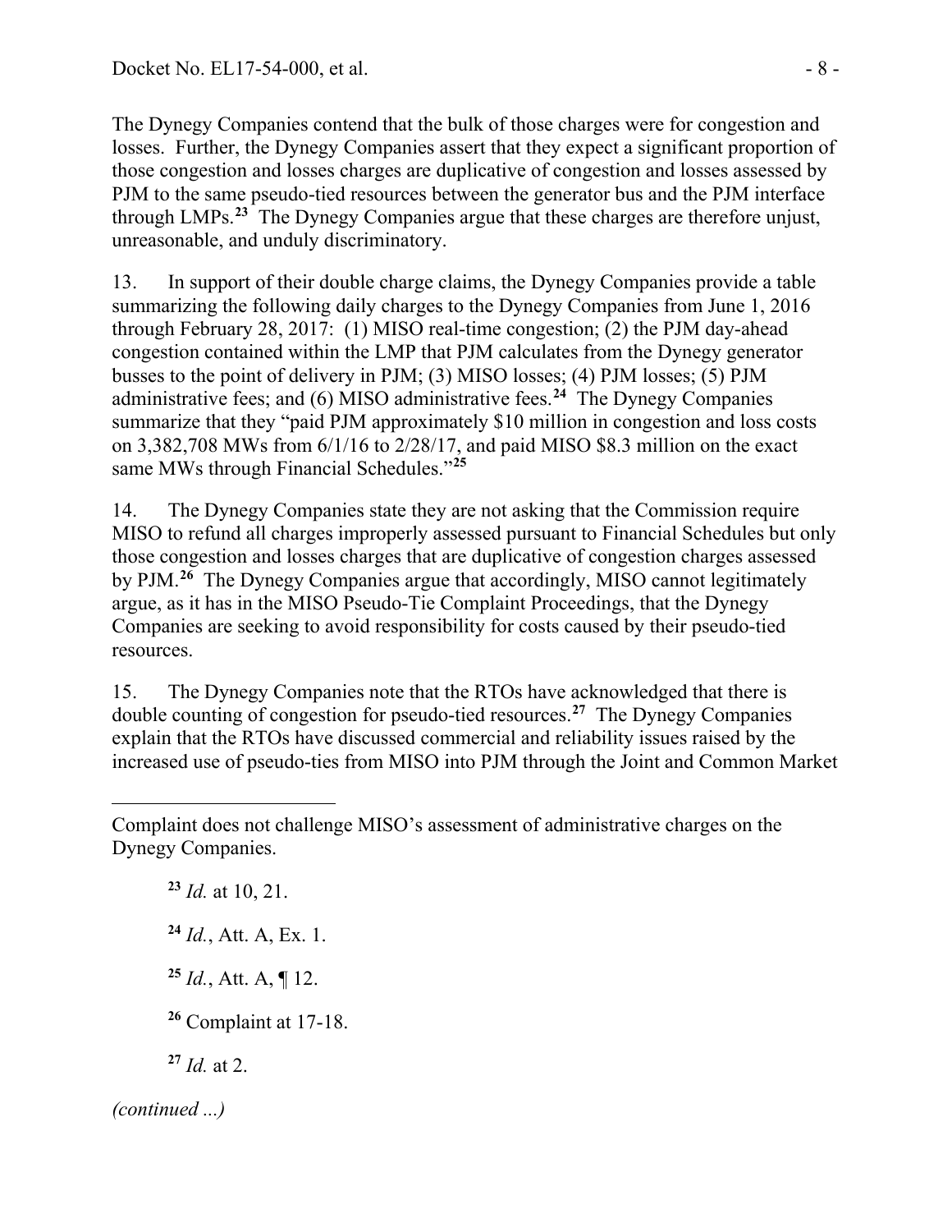The Dynegy Companies contend that the bulk of those charges were for congestion and losses. Further, the Dynegy Companies assert that they expect a significant proportion of those congestion and losses charges are duplicative of congestion and losses assessed by PJM to the same pseudo-tied resources between the generator bus and the PJM interface through LMPs.[23] The Dynegy Companies argue that these charges are therefore unjust, unreasonable, and unduly discriminatory.

13. In support of their double charge claims, the Dynegy Companies provide a table summarizing the following daily charges to the Dynegy Companies from June 1, 2016 through February 28, 2017: (1) MISO real-time congestion; (2) the PJM day-ahead congestion contained within the LMP that PJM calculates from the Dynegy generator busses to the point of delivery in PJM; (3) MISO losses; (4) PJM losses; (5) PJM administrative fees; and (6) MISO administrative fees.[24] The Dynegy Companies summarize that they "paid PJM approximately $10 million in congestion and loss costs on 3,382,708 MWs from 6/1/16 to 2/28/17, and paid MISO $8.3 million on the exact same MWs through Financial Schedules."[25]

14. The Dynegy Companies state they are not asking that the Commission require MISO to refund all charges improperly assessed pursuant to Financial Schedules but only those congestion and losses charges that are duplicative of congestion charges assessed by PJM.[26] The Dynegy Companies argue that accordingly, MISO cannot legitimately argue, as it has in the MISO Pseudo-Tie Complaint Proceedings, that the Dynegy Companies are seeking to avoid responsibility for costs caused by their pseudo-tied resources.

15. The Dynegy Companies note that the RTOs have acknowledged that there is double counting of congestion for pseudo-tied resources.[27] The Dynegy Companies explain that the RTOs have discussed commercial and reliability issues raised by the increased use of pseudo-ties from MISO into PJM through the Joint and Common Market

---

Complaint does not challenge MISO's assessment of administrative charges on the Dynegy Companies.

[23] *Id.* at 10, 21.

[24] *Id.*, Att. A, Ex. 1.

[25] *Id.*, Att. A, ¶ 12.

[26] Complaint at 17-18.

[27] *Id.* at 2.

*(continued ...)*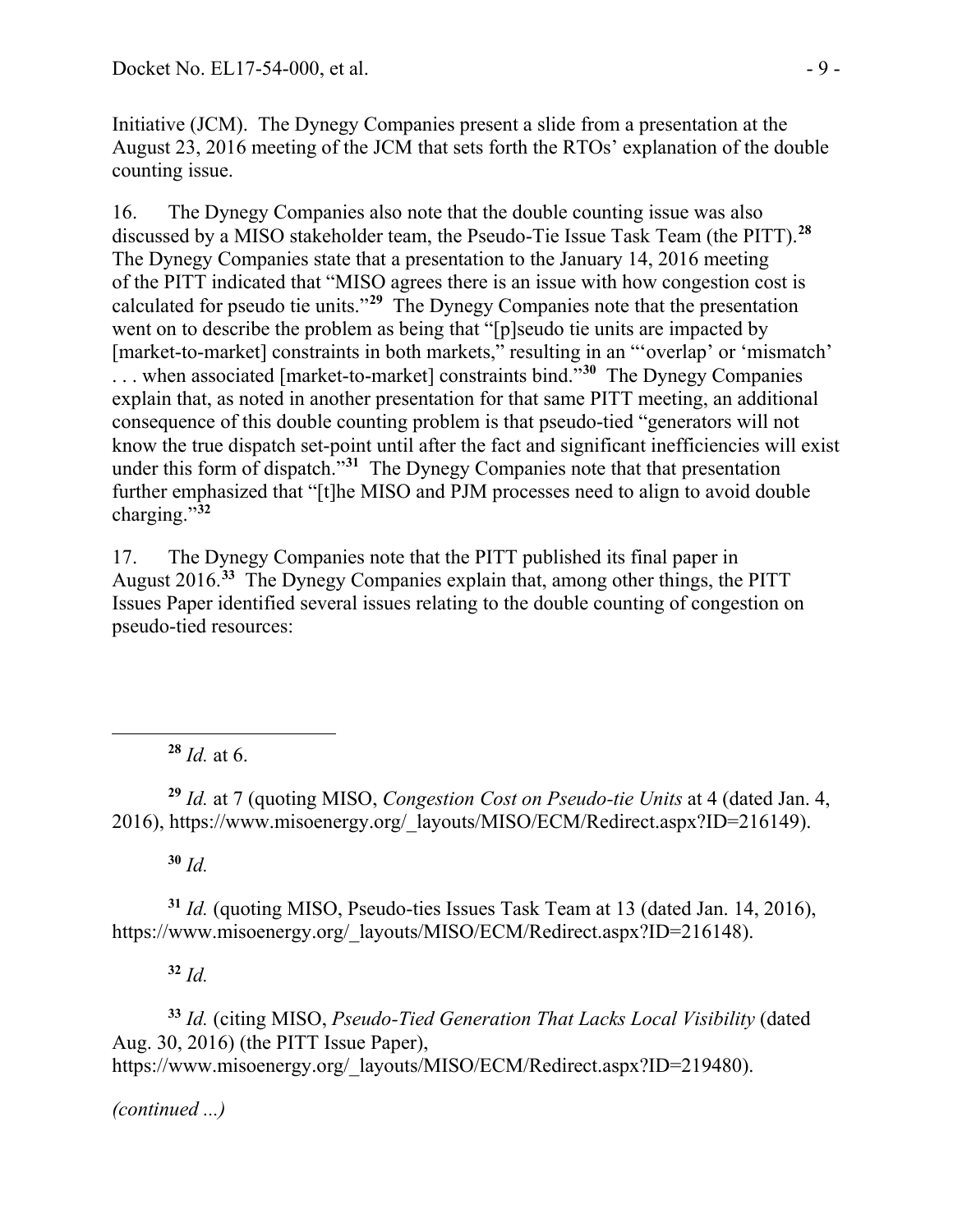Initiative (JCM). The Dynegy Companies present a slide from a presentation at the August 23, 2016 meeting of the JCM that sets forth the RTOs' explanation of the double counting issue.

16. The Dynegy Companies also note that the double counting issue was also discussed by a MISO stakeholder team, the Pseudo-Tie Issue Task Team (the PITT).[28] The Dynegy Companies state that a presentation to the January 14, 2016 meeting of the PITT indicated that "MISO agrees there is an issue with how congestion cost is calculated for pseudo tie units."[29] The Dynegy Companies note that the presentation went on to describe the problem as being that "[p]seudo tie units are impacted by [market-to-market] constraints in both markets," resulting in an "'overlap' or 'mismatch' . . . when associated [market-to-market] constraints bind."[30] The Dynegy Companies explain that, as noted in another presentation for that same PITT meeting, an additional consequence of this double counting problem is that pseudo-tied "generators will not know the true dispatch set-point until after the fact and significant inefficiencies will exist under this form of dispatch."[31] The Dynegy Companies note that that presentation further emphasized that "[t]he MISO and PJM processes need to align to avoid double charging."[32]

17. The Dynegy Companies note that the PITT published its final paper in August 2016.[33] The Dynegy Companies explain that, among other things, the PITT Issues Paper identified several issues relating to the double counting of congestion on pseudo-tied resources:

---

[28] *Id.* at 6.

[29] *Id.* at 7 (quoting MISO, *Congestion Cost on Pseudo-tie Units* at 4 (dated Jan. 4, 2016), https://www.misoenergy.org/_layouts/MISO/ECM/Redirect.aspx?ID=216149).

[30] *Id.*

[31] *Id.* (quoting MISO, Pseudo-ties Issues Task Team at 13 (dated Jan. 14, 2016), https://www.misoenergy.org/_layouts/MISO/ECM/Redirect.aspx?ID=216148).

[32] *Id.*

[33] *Id.* (citing MISO, *Pseudo-Tied Generation That Lacks Local Visibility* (dated Aug. 30, 2016) (the PITT Issue Paper), https://www.misoenergy.org/_layouts/MISO/ECM/Redirect.aspx?ID=219480).

*(continued ...)*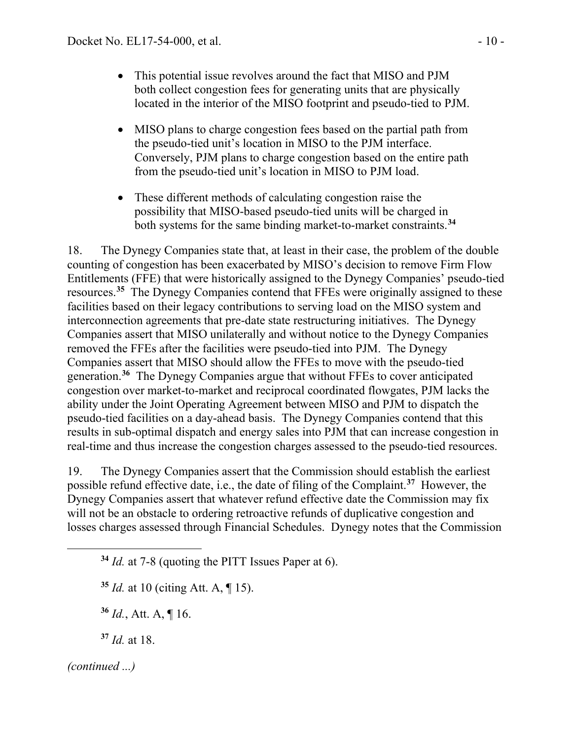- This potential issue revolves around the fact that MISO and PJM both collect congestion fees for generating units that are physically located in the interior of the MISO footprint and pseudo-tied to PJM.

- MISO plans to charge congestion fees based on the partial path from the pseudo-tied unit's location in MISO to the PJM interface. Conversely, PJM plans to charge congestion based on the entire path from the pseudo-tied unit's location in MISO to PJM load.

- These different methods of calculating congestion raise the possibility that MISO-based pseudo-tied units will be charged in both systems for the same binding market-to-market constraints.[34]

18. The Dynegy Companies state that, at least in their case, the problem of the double counting of congestion has been exacerbated by MISO's decision to remove Firm Flow Entitlements (FFE) that were historically assigned to the Dynegy Companies' pseudo-tied resources.[35] The Dynegy Companies contend that FFEs were originally assigned to these facilities based on their legacy contributions to serving load on the MISO system and interconnection agreements that pre-date state restructuring initiatives. The Dynegy Companies assert that MISO unilaterally and without notice to the Dynegy Companies removed the FFEs after the facilities were pseudo-tied into PJM. The Dynegy Companies assert that MISO should allow the FFEs to move with the pseudo-tied generation.[36] The Dynegy Companies argue that without FFEs to cover anticipated congestion over market-to-market and reciprocal coordinated flowgates, PJM lacks the ability under the Joint Operating Agreement between MISO and PJM to dispatch the pseudo-tied facilities on a day-ahead basis. The Dynegy Companies contend that this results in sub-optimal dispatch and energy sales into PJM that can increase congestion in real-time and thus increase the congestion charges assessed to the pseudo-tied resources.

19. The Dynegy Companies assert that the Commission should establish the earliest possible refund effective date, i.e., the date of filing of the Complaint.[37] However, the Dynegy Companies assert that whatever refund effective date the Commission may fix will not be an obstacle to ordering retroactive refunds of duplicative congestion and losses charges assessed through Financial Schedules. Dynegy notes that the Commission

---

[34] *Id.* at 7-8 (quoting the PITT Issues Paper at 6).

[35] *Id.* at 10 (citing Att. A, ¶ 15).

[36] *Id.*, Att. A, ¶ 16.

[37] *Id.* at 18.

*(continued ...)*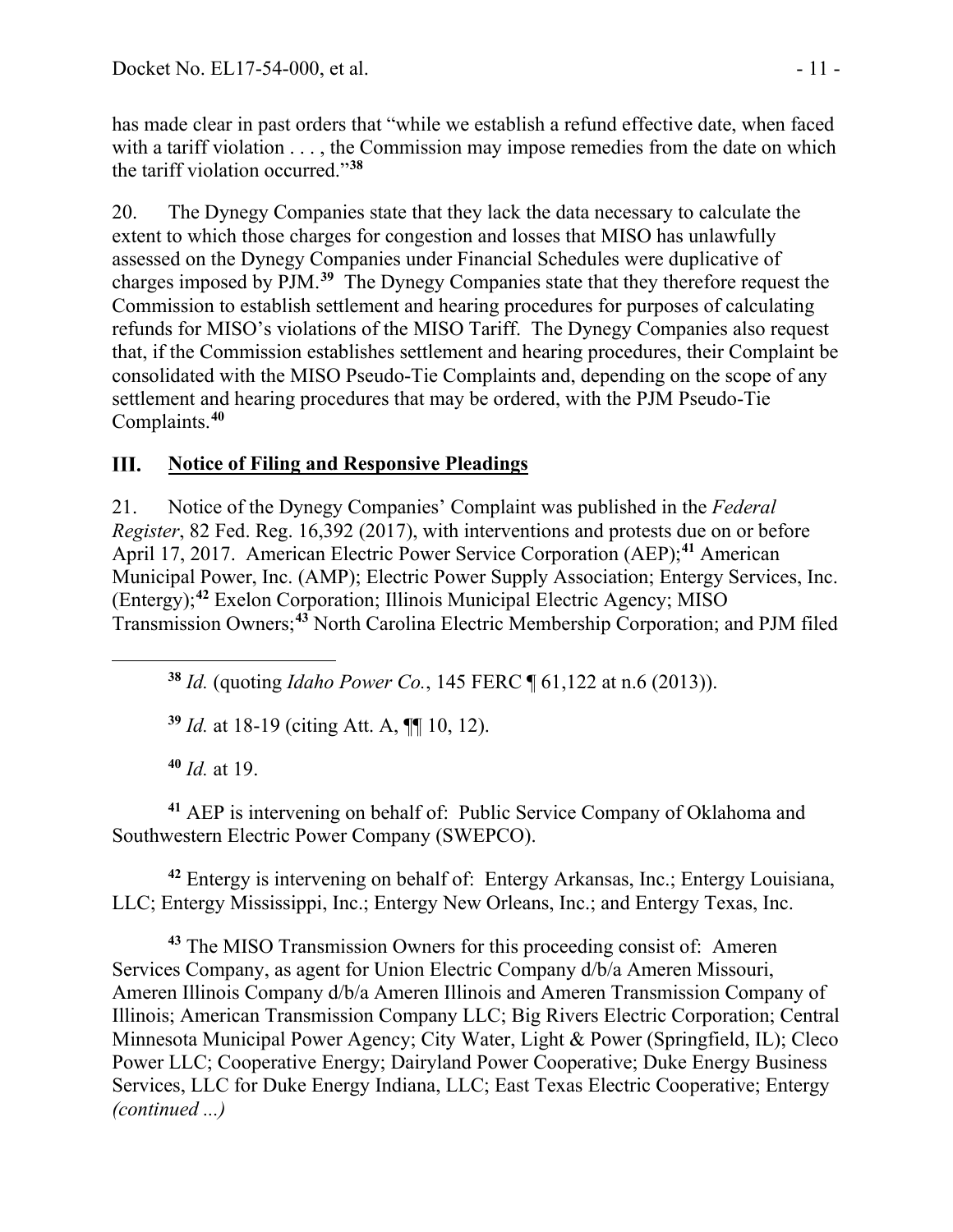has made clear in past orders that "while we establish a refund effective date, when faced with a tariff violation . . . , the Commission may impose remedies from the date on which the tariff violation occurred."[38]

20. The Dynegy Companies state that they lack the data necessary to calculate the extent to which those charges for congestion and losses that MISO has unlawfully assessed on the Dynegy Companies under Financial Schedules were duplicative of charges imposed by PJM.[39] The Dynegy Companies state that they therefore request the Commission to establish settlement and hearing procedures for purposes of calculating refunds for MISO's violations of the MISO Tariff. The Dynegy Companies also request that, if the Commission establishes settlement and hearing procedures, their Complaint be consolidated with the MISO Pseudo-Tie Complaints and, depending on the scope of any settlement and hearing procedures that may be ordered, with the PJM Pseudo-Tie Complaints.[40]

## III. Notice of Filing and Responsive Pleadings

21. Notice of the Dynegy Companies' Complaint was published in the *Federal Register*, 82 Fed. Reg. 16,392 (2017), with interventions and protests due on or before April 17, 2017. American Electric Power Service Corporation (AEP);[41] American Municipal Power, Inc. (AMP); Electric Power Supply Association; Entergy Services, Inc. (Entergy);[42] Exelon Corporation; Illinois Municipal Electric Agency; MISO Transmission Owners;[43] North Carolina Electric Membership Corporation; and PJM filed

---

[38] *Id.* (quoting *Idaho Power Co.*, 145 FERC ¶ 61,122 at n.6 (2013)).

[39] *Id.* at 18-19 (citing Att. A, ¶¶ 10, 12).

[40] *Id.* at 19.

[41] AEP is intervening on behalf of: Public Service Company of Oklahoma and Southwestern Electric Power Company (SWEPCO).

[42] Entergy is intervening on behalf of: Entergy Arkansas, Inc.; Entergy Louisiana, LLC; Entergy Mississippi, Inc.; Entergy New Orleans, Inc.; and Entergy Texas, Inc.

[43] The MISO Transmission Owners for this proceeding consist of: Ameren Services Company, as agent for Union Electric Company d/b/a Ameren Missouri, Ameren Illinois Company d/b/a Ameren Illinois and Ameren Transmission Company of Illinois; American Transmission Company LLC; Big Rivers Electric Corporation; Central Minnesota Municipal Power Agency; City Water, Light & Power (Springfield, IL); Cleco Power LLC; Cooperative Energy; Dairyland Power Cooperative; Duke Energy Business Services, LLC for Duke Energy Indiana, LLC; East Texas Electric Cooperative; Entergy *(continued ...)*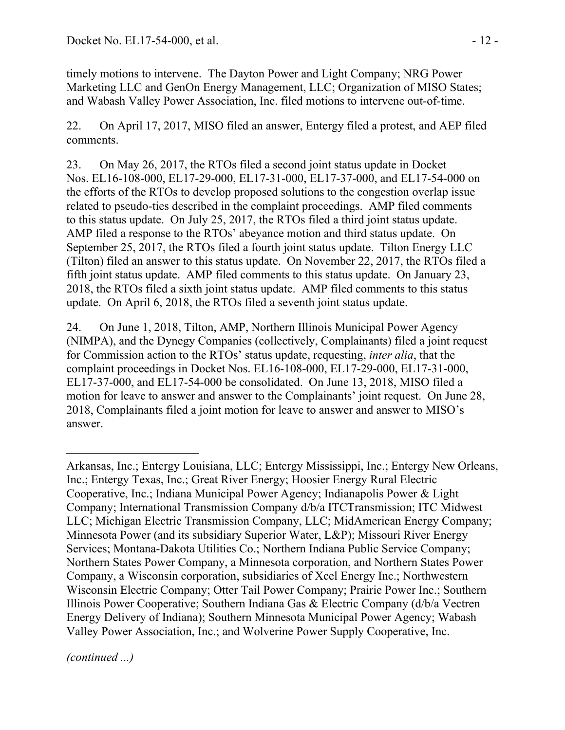timely motions to intervene. The Dayton Power and Light Company; NRG Power Marketing LLC and GenOn Energy Management, LLC; Organization of MISO States; and Wabash Valley Power Association, Inc. filed motions to intervene out-of-time.

22. On April 17, 2017, MISO filed an answer, Entergy filed a protest, and AEP filed comments.

23. On May 26, 2017, the RTOs filed a second joint status update in Docket Nos. EL16-108-000, EL17-29-000, EL17-31-000, EL17-37-000, and EL17-54-000 on the efforts of the RTOs to develop proposed solutions to the congestion overlap issue related to pseudo-ties described in the complaint proceedings. AMP filed comments to this status update. On July 25, 2017, the RTOs filed a third joint status update. AMP filed a response to the RTOs' abeyance motion and third status update. On September 25, 2017, the RTOs filed a fourth joint status update. Tilton Energy LLC (Tilton) filed an answer to this status update. On November 22, 2017, the RTOs filed a fifth joint status update. AMP filed comments to this status update. On January 23, 2018, the RTOs filed a sixth joint status update. AMP filed comments to this status update. On April 6, 2018, the RTOs filed a seventh joint status update.

24. On June 1, 2018, Tilton, AMP, Northern Illinois Municipal Power Agency (NIMPA), and the Dynegy Companies (collectively, Complainants) filed a joint request for Commission action to the RTOs' status update, requesting, *inter alia*, that the complaint proceedings in Docket Nos. EL16-108-000, EL17-29-000, EL17-31-000, EL17-37-000, and EL17-54-000 be consolidated. On June 13, 2018, MISO filed a motion for leave to answer and answer to the Complainants' joint request. On June 28, 2018, Complainants filed a joint motion for leave to answer and answer to MISO's answer.

---

Arkansas, Inc.; Entergy Louisiana, LLC; Entergy Mississippi, Inc.; Entergy New Orleans, Inc.; Entergy Texas, Inc.; Great River Energy; Hoosier Energy Rural Electric Cooperative, Inc.; Indiana Municipal Power Agency; Indianapolis Power & Light Company; International Transmission Company d/b/a ITCTransmission; ITC Midwest LLC; Michigan Electric Transmission Company, LLC; MidAmerican Energy Company; Minnesota Power (and its subsidiary Superior Water, L&P); Missouri River Energy Services; Montana-Dakota Utilities Co.; Northern Indiana Public Service Company; Northern States Power Company, a Minnesota corporation, and Northern States Power Company, a Wisconsin corporation, subsidiaries of Xcel Energy Inc.; Northwestern Wisconsin Electric Company; Otter Tail Power Company; Prairie Power Inc.; Southern Illinois Power Cooperative; Southern Indiana Gas & Electric Company (d/b/a Vectren Energy Delivery of Indiana); Southern Minnesota Municipal Power Agency; Wabash Valley Power Association, Inc.; and Wolverine Power Supply Cooperative, Inc.

*(continued ...)*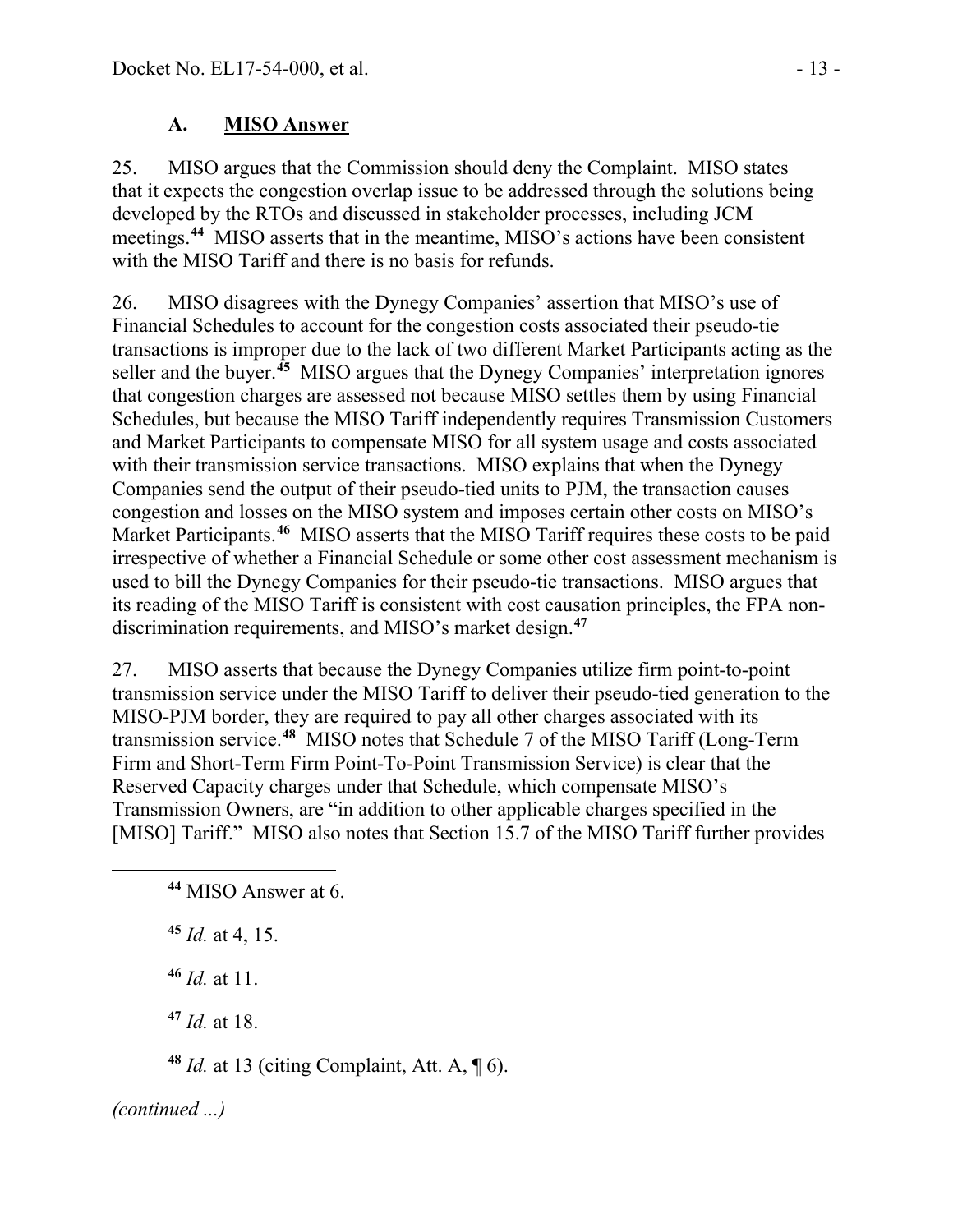### A. MISO Answer

25. MISO argues that the Commission should deny the Complaint. MISO states that it expects the congestion overlap issue to be addressed through the solutions being developed by the RTOs and discussed in stakeholder processes, including JCM meetings.[44] MISO asserts that in the meantime, MISO's actions have been consistent with the MISO Tariff and there is no basis for refunds.

26. MISO disagrees with the Dynegy Companies' assertion that MISO's use of Financial Schedules to account for the congestion costs associated their pseudo-tie transactions is improper due to the lack of two different Market Participants acting as the seller and the buyer.[45] MISO argues that the Dynegy Companies' interpretation ignores that congestion charges are assessed not because MISO settles them by using Financial Schedules, but because the MISO Tariff independently requires Transmission Customers and Market Participants to compensate MISO for all system usage and costs associated with their transmission service transactions. MISO explains that when the Dynegy Companies send the output of their pseudo-tied units to PJM, the transaction causes congestion and losses on the MISO system and imposes certain other costs on MISO's Market Participants.[46] MISO asserts that the MISO Tariff requires these costs to be paid irrespective of whether a Financial Schedule or some other cost assessment mechanism is used to bill the Dynegy Companies for their pseudo-tie transactions. MISO argues that its reading of the MISO Tariff is consistent with cost causation principles, the FPA non-discrimination requirements, and MISO's market design.[47]

27. MISO asserts that because the Dynegy Companies utilize firm point-to-point transmission service under the MISO Tariff to deliver their pseudo-tied generation to the MISO-PJM border, they are required to pay all other charges associated with its transmission service.[48] MISO notes that Schedule 7 of the MISO Tariff (Long-Term Firm and Short-Term Firm Point-To-Point Transmission Service) is clear that the Reserved Capacity charges under that Schedule, which compensate MISO's Transmission Owners, are "in addition to other applicable charges specified in the [MISO] Tariff." MISO also notes that Section 15.7 of the MISO Tariff further provides

---

[44] MISO Answer at 6.

[45] *Id.* at 4, 15.

[46] *Id.* at 11.

[47] *Id.* at 18.

[48] *Id.* at 13 (citing Complaint, Att. A, ¶ 6).

*(continued ...)*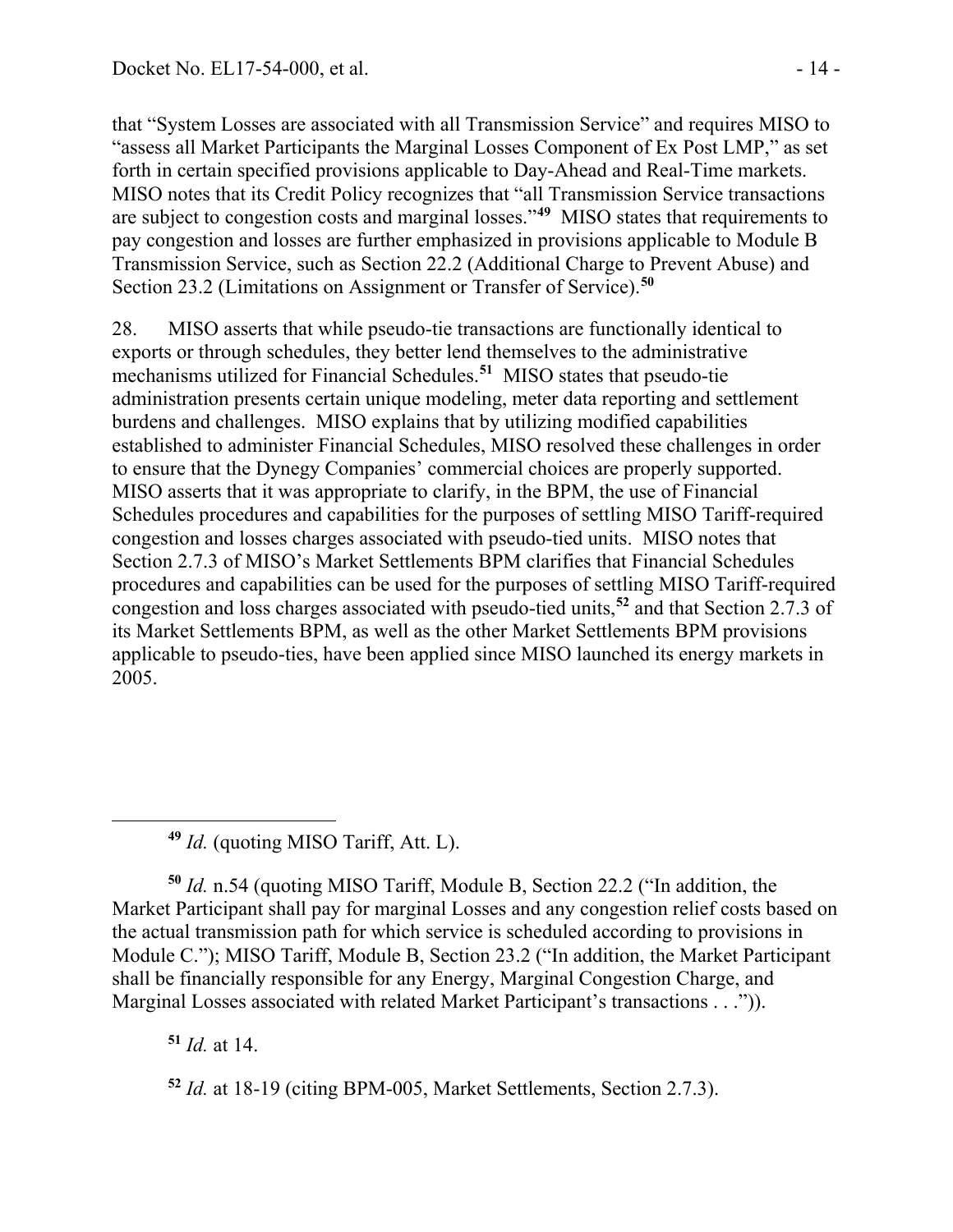that "System Losses are associated with all Transmission Service" and requires MISO to "assess all Market Participants the Marginal Losses Component of Ex Post LMP," as set forth in certain specified provisions applicable to Day-Ahead and Real-Time markets. MISO notes that its Credit Policy recognizes that "all Transmission Service transactions are subject to congestion costs and marginal losses."[49] MISO states that requirements to pay congestion and losses are further emphasized in provisions applicable to Module B Transmission Service, such as Section 22.2 (Additional Charge to Prevent Abuse) and Section 23.2 (Limitations on Assignment or Transfer of Service).[50]

28. MISO asserts that while pseudo-tie transactions are functionally identical to exports or through schedules, they better lend themselves to the administrative mechanisms utilized for Financial Schedules.[51] MISO states that pseudo-tie administration presents certain unique modeling, meter data reporting and settlement burdens and challenges. MISO explains that by utilizing modified capabilities established to administer Financial Schedules, MISO resolved these challenges in order to ensure that the Dynegy Companies' commercial choices are properly supported. MISO asserts that it was appropriate to clarify, in the BPM, the use of Financial Schedules procedures and capabilities for the purposes of settling MISO Tariff-required congestion and losses charges associated with pseudo-tied units. MISO notes that Section 2.7.3 of MISO's Market Settlements BPM clarifies that Financial Schedules procedures and capabilities can be used for the purposes of settling MISO Tariff-required congestion and loss charges associated with pseudo-tied units,[52] and that Section 2.7.3 of its Market Settlements BPM, as well as the other Market Settlements BPM provisions applicable to pseudo-ties, have been applied since MISO launched its energy markets in 2005.

---

[49] *Id.* (quoting MISO Tariff, Att. L).

[50] *Id.* n.54 (quoting MISO Tariff, Module B, Section 22.2 ("In addition, the Market Participant shall pay for marginal Losses and any congestion relief costs based on the actual transmission path for which service is scheduled according to provisions in Module C."); MISO Tariff, Module B, Section 23.2 ("In addition, the Market Participant shall be financially responsible for any Energy, Marginal Congestion Charge, and Marginal Losses associated with related Market Participant's transactions . . .")).

[51] *Id.* at 14.

[52] *Id.* at 18-19 (citing BPM-005, Market Settlements, Section 2.7.3).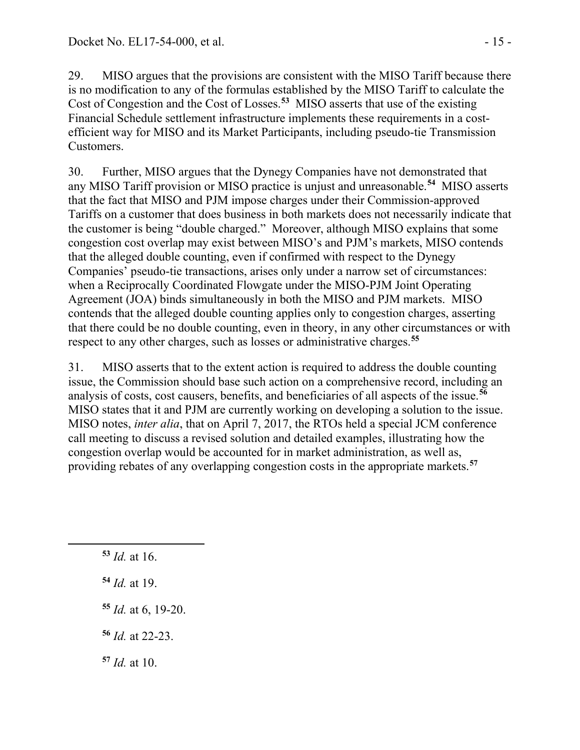29. MISO argues that the provisions are consistent with the MISO Tariff because there is no modification to any of the formulas established by the MISO Tariff to calculate the Cost of Congestion and the Cost of Losses.[53] MISO asserts that use of the existing Financial Schedule settlement infrastructure implements these requirements in a cost-efficient way for MISO and its Market Participants, including pseudo-tie Transmission Customers.

30. Further, MISO argues that the Dynegy Companies have not demonstrated that any MISO Tariff provision or MISO practice is unjust and unreasonable.[54] MISO asserts that the fact that MISO and PJM impose charges under their Commission-approved Tariffs on a customer that does business in both markets does not necessarily indicate that the customer is being "double charged." Moreover, although MISO explains that some congestion cost overlap may exist between MISO's and PJM's markets, MISO contends that the alleged double counting, even if confirmed with respect to the Dynegy Companies' pseudo-tie transactions, arises only under a narrow set of circumstances: when a Reciprocally Coordinated Flowgate under the MISO-PJM Joint Operating Agreement (JOA) binds simultaneously in both the MISO and PJM markets. MISO contends that the alleged double counting applies only to congestion charges, asserting that there could be no double counting, even in theory, in any other circumstances or with respect to any other charges, such as losses or administrative charges.[55]

31. MISO asserts that to the extent action is required to address the double counting issue, the Commission should base such action on a comprehensive record, including an analysis of costs, cost causers, benefits, and beneficiaries of all aspects of the issue.[56] MISO states that it and PJM are currently working on developing a solution to the issue. MISO notes, *inter alia*, that on April 7, 2017, the RTOs held a special JCM conference call meeting to discuss a revised solution and detailed examples, illustrating how the congestion overlap would be accounted for in market administration, as well as, providing rebates of any overlapping congestion costs in the appropriate markets.[57]

---

[53] *Id.* at 16.

[54] *Id.* at 19.

[55] *Id.* at 6, 19-20.

[56] *Id.* at 22-23.

[57] *Id.* at 10.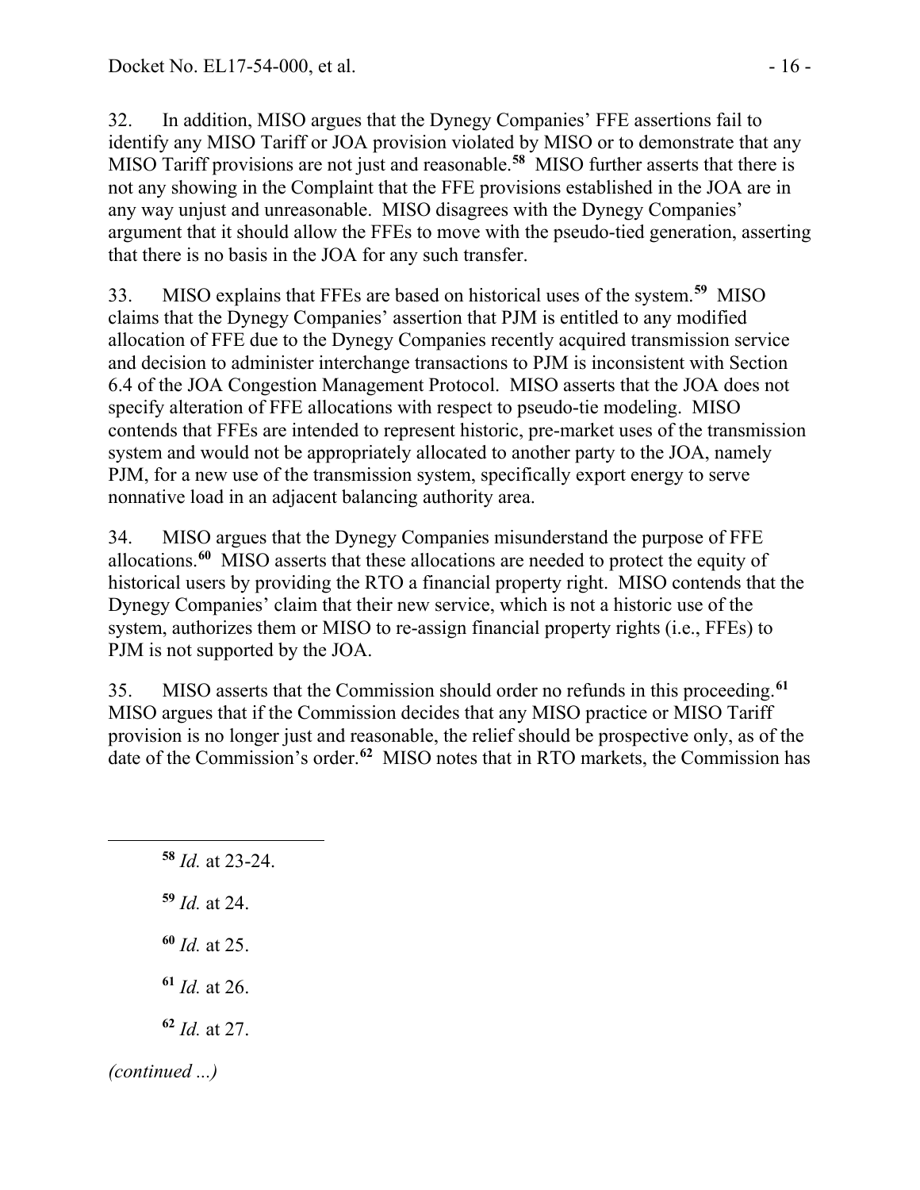32. In addition, MISO argues that the Dynegy Companies' FFE assertions fail to identify any MISO Tariff or JOA provision violated by MISO or to demonstrate that any MISO Tariff provisions are not just and reasonable.[58] MISO further asserts that there is not any showing in the Complaint that the FFE provisions established in the JOA are in any way unjust and unreasonable. MISO disagrees with the Dynegy Companies' argument that it should allow the FFEs to move with the pseudo-tied generation, asserting that there is no basis in the JOA for any such transfer.

33. MISO explains that FFEs are based on historical uses of the system.[59] MISO claims that the Dynegy Companies' assertion that PJM is entitled to any modified allocation of FFE due to the Dynegy Companies recently acquired transmission service and decision to administer interchange transactions to PJM is inconsistent with Section 6.4 of the JOA Congestion Management Protocol. MISO asserts that the JOA does not specify alteration of FFE allocations with respect to pseudo-tie modeling. MISO contends that FFEs are intended to represent historic, pre-market uses of the transmission system and would not be appropriately allocated to another party to the JOA, namely PJM, for a new use of the transmission system, specifically export energy to serve nonnative load in an adjacent balancing authority area.

34. MISO argues that the Dynegy Companies misunderstand the purpose of FFE allocations.[60] MISO asserts that these allocations are needed to protect the equity of historical users by providing the RTO a financial property right. MISO contends that the Dynegy Companies' claim that their new service, which is not a historic use of the system, authorizes them or MISO to re-assign financial property rights (i.e., FFEs) to PJM is not supported by the JOA.

35. MISO asserts that the Commission should order no refunds in this proceeding.[61] MISO argues that if the Commission decides that any MISO practice or MISO Tariff provision is no longer just and reasonable, the relief should be prospective only, as of the date of the Commission's order.[62] MISO notes that in RTO markets, the Commission has

---

[58] *Id.* at 23-24.

[59] *Id.* at 24.

[60] *Id.* at 25.

[61] *Id.* at 26.

[62] *Id.* at 27.

*(continued ...)*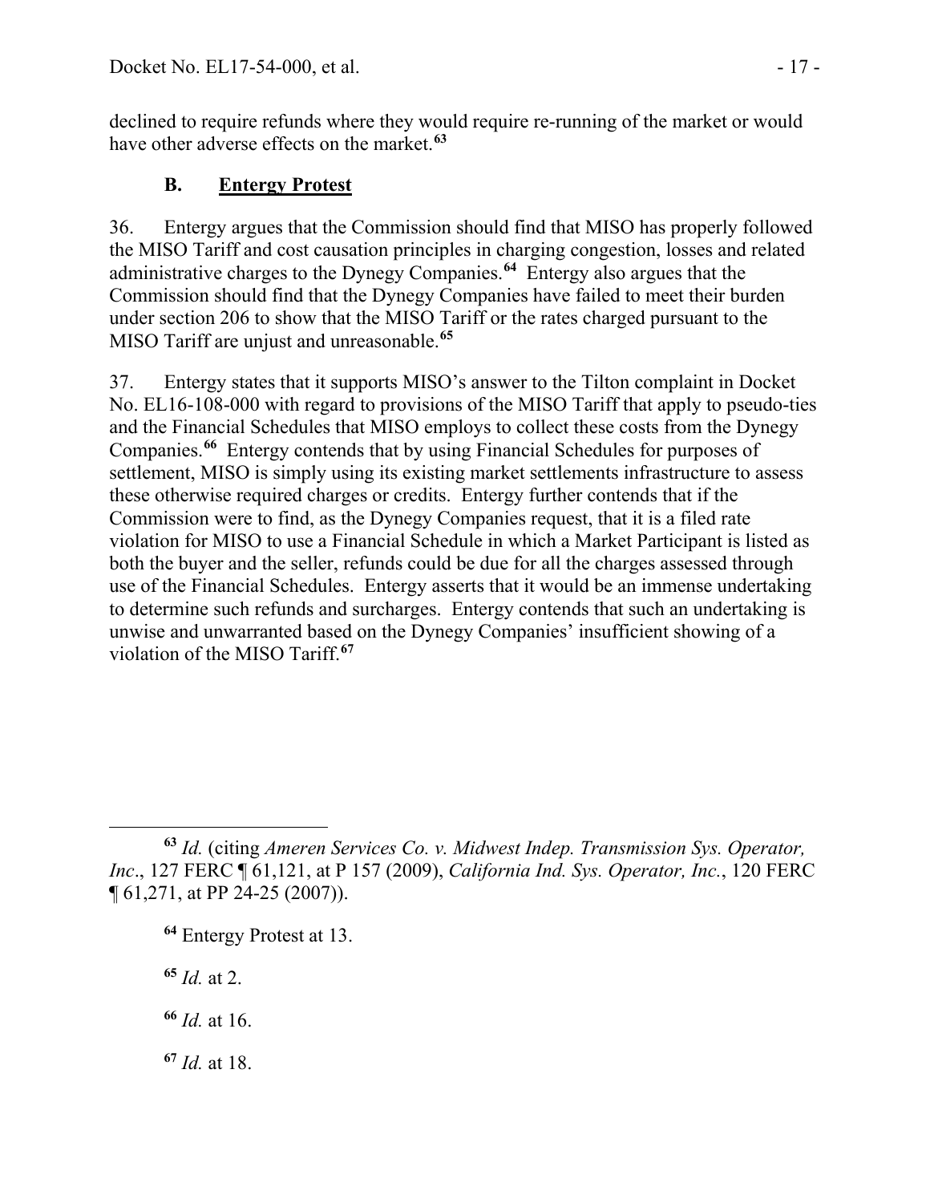declined to require refunds where they would require re-running of the market or would have other adverse effects on the market.[63]

### B. Entergy Protest

36. Entergy argues that the Commission should find that MISO has properly followed the MISO Tariff and cost causation principles in charging congestion, losses and related administrative charges to the Dynegy Companies.[64] Entergy also argues that the Commission should find that the Dynegy Companies have failed to meet their burden under section 206 to show that the MISO Tariff or the rates charged pursuant to the MISO Tariff are unjust and unreasonable.[65]

37. Entergy states that it supports MISO's answer to the Tilton complaint in Docket No. EL16-108-000 with regard to provisions of the MISO Tariff that apply to pseudo-ties and the Financial Schedules that MISO employs to collect these costs from the Dynegy Companies.[66] Entergy contends that by using Financial Schedules for purposes of settlement, MISO is simply using its existing market settlements infrastructure to assess these otherwise required charges or credits. Entergy further contends that if the Commission were to find, as the Dynegy Companies request, that it is a filed rate violation for MISO to use a Financial Schedule in which a Market Participant is listed as both the buyer and the seller, refunds could be due for all the charges assessed through use of the Financial Schedules. Entergy asserts that it would be an immense undertaking to determine such refunds and surcharges. Entergy contends that such an undertaking is unwise and unwarranted based on the Dynegy Companies' insufficient showing of a violation of the MISO Tariff.[67]

---

[63] *Id.* (citing *Ameren Services Co. v. Midwest Indep. Transmission Sys. Operator, Inc*., 127 FERC ¶ 61,121, at P 157 (2009), *California Ind. Sys. Operator, Inc.*, 120 FERC ¶ 61,271, at PP 24-25 (2007)).

[64] Entergy Protest at 13.

[65] *Id.* at 2.

[66] *Id.* at 16.

[67] *Id.* at 18.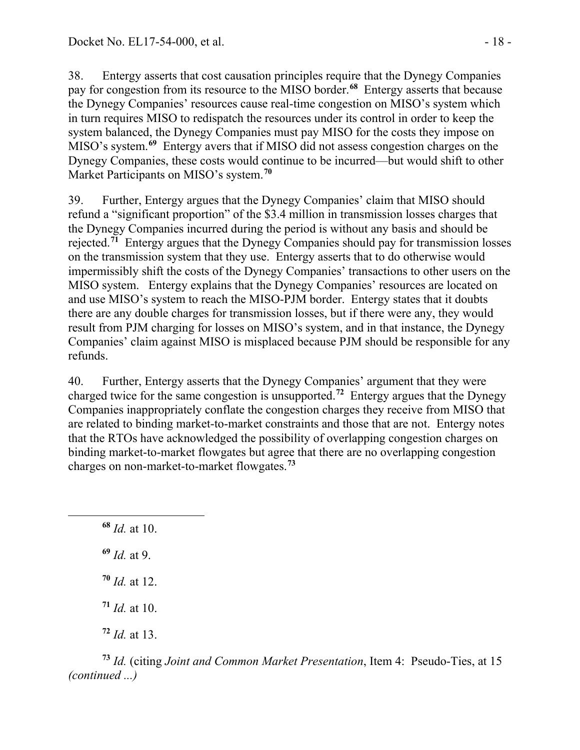38. Entergy asserts that cost causation principles require that the Dynegy Companies pay for congestion from its resource to the MISO border.[68] Entergy asserts that because the Dynegy Companies' resources cause real-time congestion on MISO's system which in turn requires MISO to redispatch the resources under its control in order to keep the system balanced, the Dynegy Companies must pay MISO for the costs they impose on MISO's system.[69] Entergy avers that if MISO did not assess congestion charges on the Dynegy Companies, these costs would continue to be incurred—but would shift to other Market Participants on MISO's system.[70]

39. Further, Entergy argues that the Dynegy Companies' claim that MISO should refund a "significant proportion" of the $3.4 million in transmission losses charges that the Dynegy Companies incurred during the period is without any basis and should be rejected.[71] Entergy argues that the Dynegy Companies should pay for transmission losses on the transmission system that they use. Entergy asserts that to do otherwise would impermissibly shift the costs of the Dynegy Companies' transactions to other users on the MISO system. Entergy explains that the Dynegy Companies' resources are located on and use MISO's system to reach the MISO-PJM border. Entergy states that it doubts there are any double charges for transmission losses, but if there were any, they would result from PJM charging for losses on MISO's system, and in that instance, the Dynegy Companies' claim against MISO is misplaced because PJM should be responsible for any refunds.

40. Further, Entergy asserts that the Dynegy Companies' argument that they were charged twice for the same congestion is unsupported.[72] Entergy argues that the Dynegy Companies inappropriately conflate the congestion charges they receive from MISO that are related to binding market-to-market constraints and those that are not. Entergy notes that the RTOs have acknowledged the possibility of overlapping congestion charges on binding market-to-market flowgates but agree that there are no overlapping congestion charges on non-market-to-market flowgates.[73]

---

[68] *Id.* at 10.

[69] *Id.* at 9.

[70] *Id.* at 12.

[71] *Id.* at 10.

[72] *Id.* at 13.

[73] *Id.* (citing *Joint and Common Market Presentation*, Item 4: Pseudo-Ties, at 15 *(continued ...)*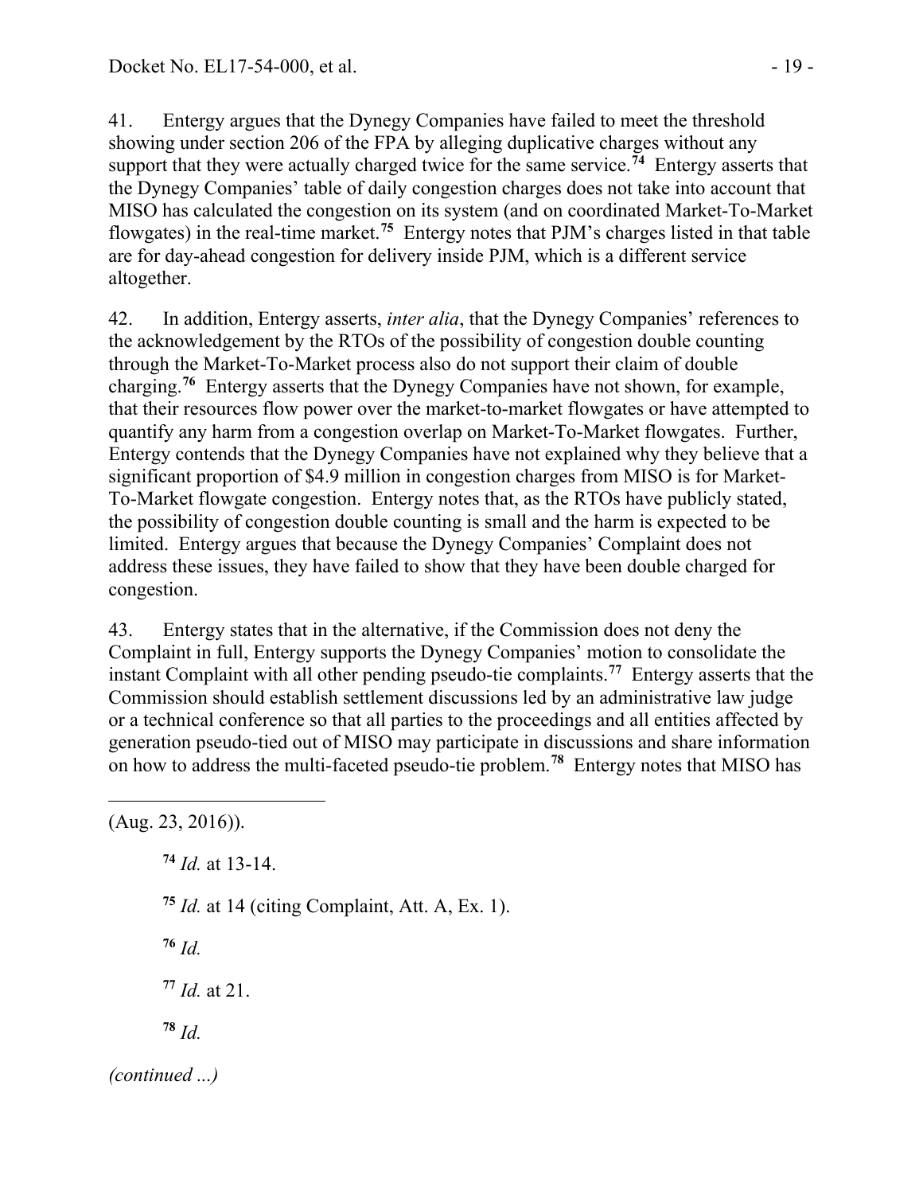41. Entergy argues that the Dynegy Companies have failed to meet the threshold showing under section 206 of the FPA by alleging duplicative charges without any support that they were actually charged twice for the same service.[74] Entergy asserts that the Dynegy Companies' table of daily congestion charges does not take into account that MISO has calculated the congestion on its system (and on coordinated Market-To-Market flowgates) in the real-time market.[75] Entergy notes that PJM's charges listed in that table are for day-ahead congestion for delivery inside PJM, which is a different service altogether.

42. In addition, Entergy asserts, *inter alia*, that the Dynegy Companies' references to the acknowledgement by the RTOs of the possibility of congestion double counting through the Market-To-Market process also do not support their claim of double charging.[76] Entergy asserts that the Dynegy Companies have not shown, for example, that their resources flow power over the market-to-market flowgates or have attempted to quantify any harm from a congestion overlap on Market-To-Market flowgates. Further, Entergy contends that the Dynegy Companies have not explained why they believe that a significant proportion of $4.9 million in congestion charges from MISO is for Market-To-Market flowgate congestion. Entergy notes that, as the RTOs have publicly stated, the possibility of congestion double counting is small and the harm is expected to be limited. Entergy argues that because the Dynegy Companies' Complaint does not address these issues, they have failed to show that they have been double charged for congestion.

43. Entergy states that in the alternative, if the Commission does not deny the Complaint in full, Entergy supports the Dynegy Companies' motion to consolidate the instant Complaint with all other pending pseudo-tie complaints.[77] Entergy asserts that the Commission should establish settlement discussions led by an administrative law judge or a technical conference so that all parties to the proceedings and all entities affected by generation pseudo-tied out of MISO may participate in discussions and share information on how to address the multi-faceted pseudo-tie problem.[78] Entergy notes that MISO has

---

(Aug. 23, 2016)).

[74] *Id.* at 13-14.

[75] *Id.* at 14 (citing Complaint, Att. A, Ex. 1).

[76] *Id.*

[77] *Id.* at 21.

[78] *Id.*

*(continued ...)*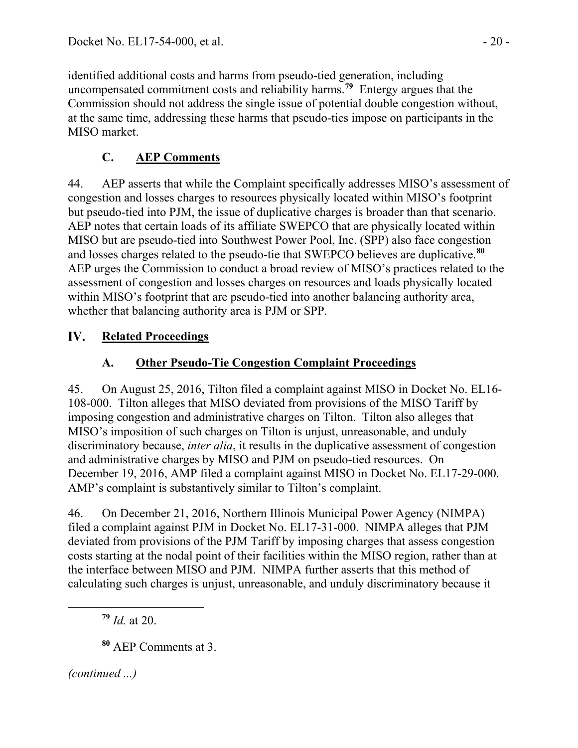identified additional costs and harms from pseudo-tied generation, including uncompensated commitment costs and reliability harms.[79] Entergy argues that the Commission should not address the single issue of potential double congestion without, at the same time, addressing these harms that pseudo-ties impose on participants in the MISO market.

### C. AEP Comments

44. AEP asserts that while the Complaint specifically addresses MISO's assessment of congestion and losses charges to resources physically located within MISO's footprint but pseudo-tied into PJM, the issue of duplicative charges is broader than that scenario. AEP notes that certain loads of its affiliate SWEPCO that are physically located within MISO but are pseudo-tied into Southwest Power Pool, Inc. (SPP) also face congestion and losses charges related to the pseudo-tie that SWEPCO believes are duplicative.[80] AEP urges the Commission to conduct a broad review of MISO's practices related to the assessment of congestion and losses charges on resources and loads physically located within MISO's footprint that are pseudo-tied into another balancing authority area, whether that balancing authority area is PJM or SPP.

## IV. Related Proceedings

### A. Other Pseudo-Tie Congestion Complaint Proceedings

45. On August 25, 2016, Tilton filed a complaint against MISO in Docket No. EL16-108-000. Tilton alleges that MISO deviated from provisions of the MISO Tariff by imposing congestion and administrative charges on Tilton. Tilton also alleges that MISO's imposition of such charges on Tilton is unjust, unreasonable, and unduly discriminatory because, *inter alia*, it results in the duplicative assessment of congestion and administrative charges by MISO and PJM on pseudo-tied resources. On December 19, 2016, AMP filed a complaint against MISO in Docket No. EL17-29-000. AMP's complaint is substantively similar to Tilton's complaint.

46. On December 21, 2016, Northern Illinois Municipal Power Agency (NIMPA) filed a complaint against PJM in Docket No. EL17-31-000. NIMPA alleges that PJM deviated from provisions of the PJM Tariff by imposing charges that assess congestion costs starting at the nodal point of their facilities within the MISO region, rather than at the interface between MISO and PJM. NIMPA further asserts that this method of calculating such charges is unjust, unreasonable, and unduly discriminatory because it

[79] *Id.* at 20.

[80] AEP Comments at 3.

*(continued ...)*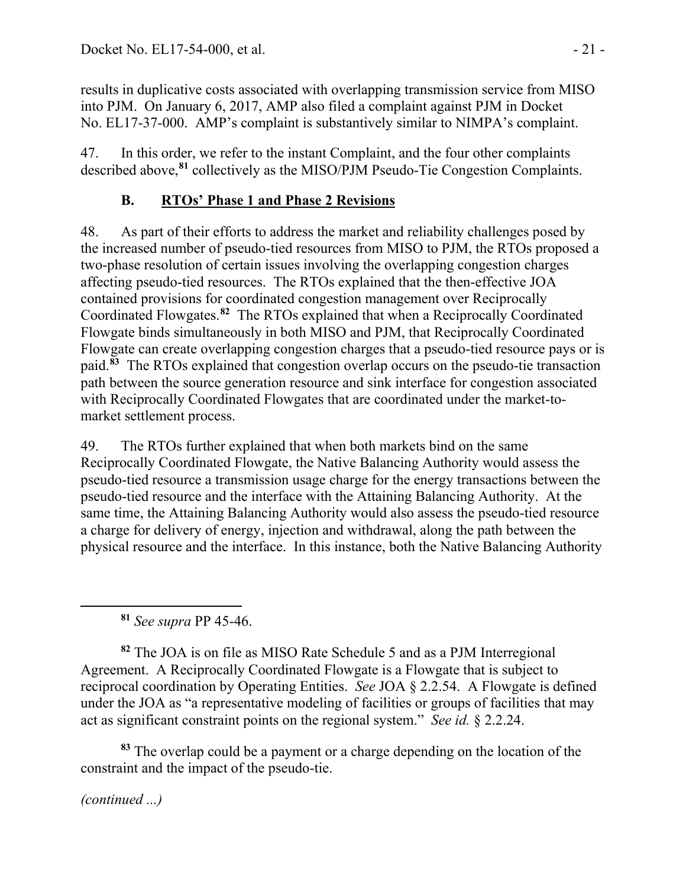results in duplicative costs associated with overlapping transmission service from MISO into PJM. On January 6, 2017, AMP also filed a complaint against PJM in Docket No. EL17-37-000. AMP's complaint is substantively similar to NIMPA's complaint.

47. In this order, we refer to the instant Complaint, and the four other complaints described above,[81] collectively as the MISO/PJM Pseudo-Tie Congestion Complaints.

## B. RTOs' Phase 1 and Phase 2 Revisions

48. As part of their efforts to address the market and reliability challenges posed by the increased number of pseudo-tied resources from MISO to PJM, the RTOs proposed a two-phase resolution of certain issues involving the overlapping congestion charges affecting pseudo-tied resources. The RTOs explained that the then-effective JOA contained provisions for coordinated congestion management over Reciprocally Coordinated Flowgates.[82] The RTOs explained that when a Reciprocally Coordinated Flowgate binds simultaneously in both MISO and PJM, that Reciprocally Coordinated Flowgate can create overlapping congestion charges that a pseudo-tied resource pays or is paid.[83] The RTOs explained that congestion overlap occurs on the pseudo-tie transaction path between the source generation resource and sink interface for congestion associated with Reciprocally Coordinated Flowgates that are coordinated under the market-to-market settlement process.

49. The RTOs further explained that when both markets bind on the same Reciprocally Coordinated Flowgate, the Native Balancing Authority would assess the pseudo-tied resource a transmission usage charge for the energy transactions between the pseudo-tied resource and the interface with the Attaining Balancing Authority. At the same time, the Attaining Balancing Authority would also assess the pseudo-tied resource a charge for delivery of energy, injection and withdrawal, along the path between the physical resource and the interface. In this instance, both the Native Balancing Authority

[81] *See supra* PP 45-46.

[82] The JOA is on file as MISO Rate Schedule 5 and as a PJM Interregional Agreement. A Reciprocally Coordinated Flowgate is a Flowgate that is subject to reciprocal coordination by Operating Entities. *See* JOA § 2.2.54. A Flowgate is defined under the JOA as "a representative modeling of facilities or groups of facilities that may act as significant constraint points on the regional system." *See id.* § 2.2.24.

[83] The overlap could be a payment or a charge depending on the location of the constraint and the impact of the pseudo-tie.

*(continued ...)*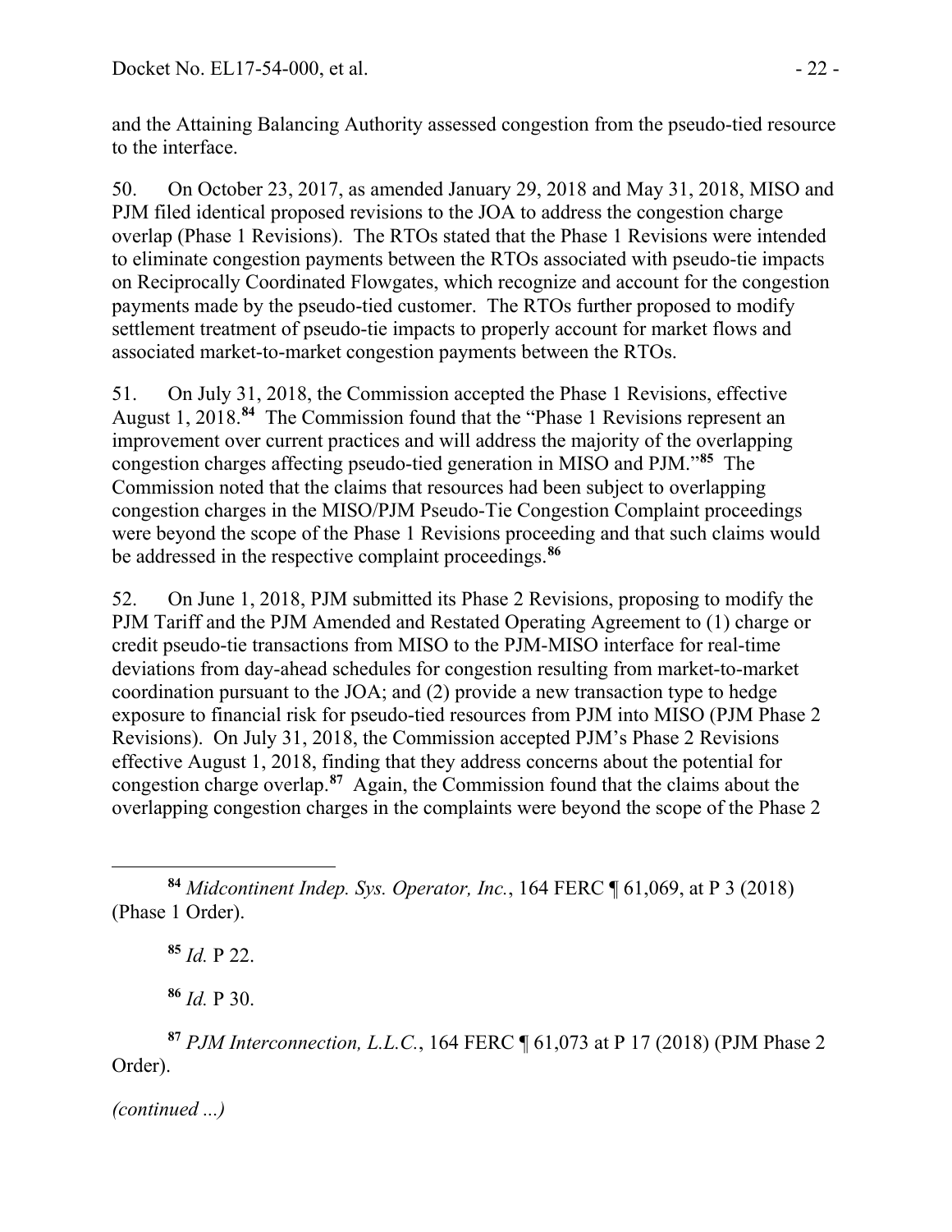and the Attaining Balancing Authority assessed congestion from the pseudo-tied resource to the interface.

50. On October 23, 2017, as amended January 29, 2018 and May 31, 2018, MISO and PJM filed identical proposed revisions to the JOA to address the congestion charge overlap (Phase 1 Revisions). The RTOs stated that the Phase 1 Revisions were intended to eliminate congestion payments between the RTOs associated with pseudo-tie impacts on Reciprocally Coordinated Flowgates, which recognize and account for the congestion payments made by the pseudo-tied customer. The RTOs further proposed to modify settlement treatment of pseudo-tie impacts to properly account for market flows and associated market-to-market congestion payments between the RTOs.

51. On July 31, 2018, the Commission accepted the Phase 1 Revisions, effective August 1, 2018.[84] The Commission found that the "Phase 1 Revisions represent an improvement over current practices and will address the majority of the overlapping congestion charges affecting pseudo-tied generation in MISO and PJM."[85] The Commission noted that the claims that resources had been subject to overlapping congestion charges in the MISO/PJM Pseudo-Tie Congestion Complaint proceedings were beyond the scope of the Phase 1 Revisions proceeding and that such claims would be addressed in the respective complaint proceedings.[86]

52. On June 1, 2018, PJM submitted its Phase 2 Revisions, proposing to modify the PJM Tariff and the PJM Amended and Restated Operating Agreement to (1) charge or credit pseudo-tie transactions from MISO to the PJM-MISO interface for real-time deviations from day-ahead schedules for congestion resulting from market-to-market coordination pursuant to the JOA; and (2) provide a new transaction type to hedge exposure to financial risk for pseudo-tied resources from PJM into MISO (PJM Phase 2 Revisions). On July 31, 2018, the Commission accepted PJM's Phase 2 Revisions effective August 1, 2018, finding that they address concerns about the potential for congestion charge overlap.[87] Again, the Commission found that the claims about the overlapping congestion charges in the complaints were beyond the scope of the Phase 2

---

[84] *Midcontinent Indep. Sys. Operator, Inc.*, 164 FERC ¶ 61,069, at P 3 (2018) (Phase 1 Order).

[85] *Id.* P 22.

[86] *Id.* P 30.

[87] *PJM Interconnection, L.L.C.*, 164 FERC ¶ 61,073 at P 17 (2018) (PJM Phase 2 Order).

*(continued ...)*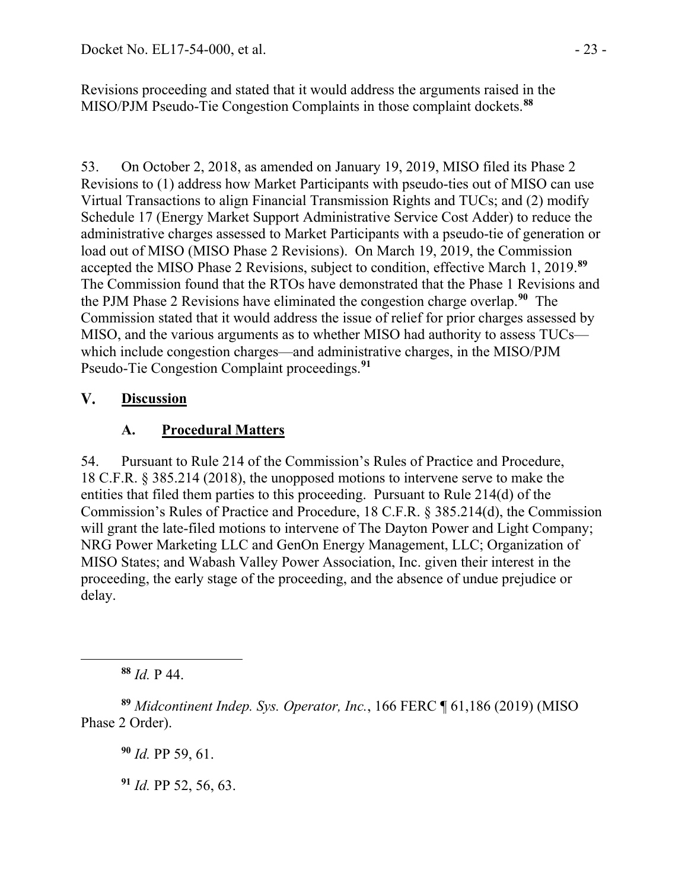Revisions proceeding and stated that it would address the arguments raised in the MISO/PJM Pseudo-Tie Congestion Complaints in those complaint dockets.[88]

53. On October 2, 2018, as amended on January 19, 2019, MISO filed its Phase 2 Revisions to (1) address how Market Participants with pseudo-ties out of MISO can use Virtual Transactions to align Financial Transmission Rights and TUCs; and (2) modify Schedule 17 (Energy Market Support Administrative Service Cost Adder) to reduce the administrative charges assessed to Market Participants with a pseudo-tie of generation or load out of MISO (MISO Phase 2 Revisions). On March 19, 2019, the Commission accepted the MISO Phase 2 Revisions, subject to condition, effective March 1, 2019.[89] The Commission found that the RTOs have demonstrated that the Phase 1 Revisions and the PJM Phase 2 Revisions have eliminated the congestion charge overlap.[90] The Commission stated that it would address the issue of relief for prior charges assessed by MISO, and the various arguments as to whether MISO had authority to assess TUCs—which include congestion charges—and administrative charges, in the MISO/PJM Pseudo-Tie Congestion Complaint proceedings.[91]

## V. <u>Discussion</u>

### A. <u>Procedural Matters</u>

54. Pursuant to Rule 214 of the Commission's Rules of Practice and Procedure, 18 C.F.R. § 385.214 (2018), the unopposed motions to intervene serve to make the entities that filed them parties to this proceeding. Pursuant to Rule 214(d) of the Commission's Rules of Practice and Procedure, 18 C.F.R. § 385.214(d), the Commission will grant the late-filed motions to intervene of The Dayton Power and Light Company; NRG Power Marketing LLC and GenOn Energy Management, LLC; Organization of MISO States; and Wabash Valley Power Association, Inc. given their interest in the proceeding, the early stage of the proceeding, and the absence of undue prejudice or delay.

---

[88] *Id.* P 44.

[89] *Midcontinent Indep. Sys. Operator, Inc.*, 166 FERC ¶ 61,186 (2019) (MISO Phase 2 Order).

[90] *Id.* PP 59, 61.

[91] *Id.* PP 52, 56, 63.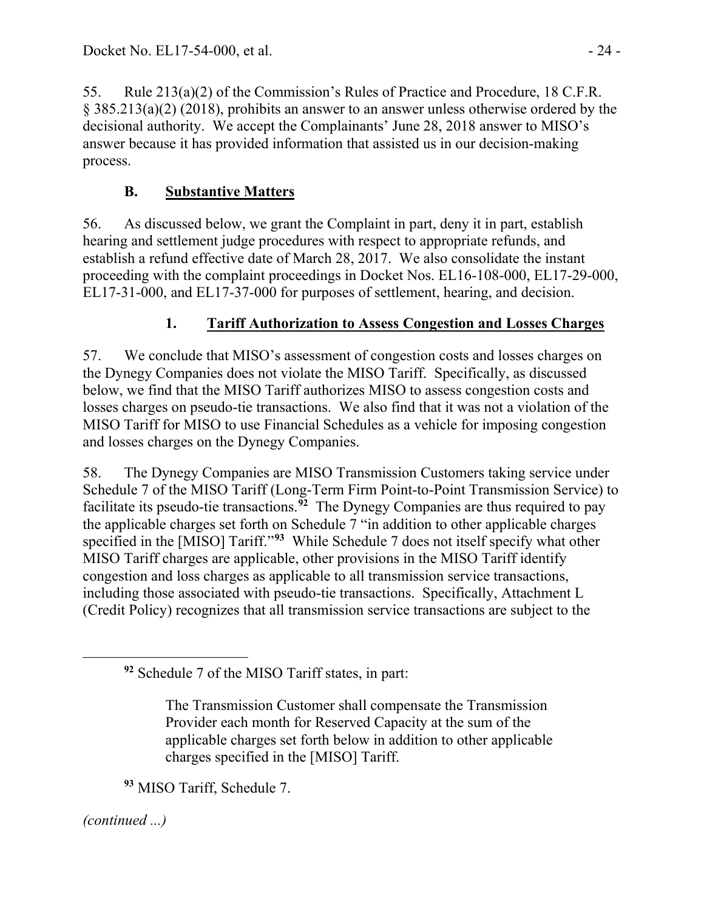55. Rule 213(a)(2) of the Commission's Rules of Practice and Procedure, 18 C.F.R. § 385.213(a)(2) (2018), prohibits an answer to an answer unless otherwise ordered by the decisional authority. We accept the Complainants' June 28, 2018 answer to MISO's answer because it has provided information that assisted us in our decision-making process.

### B. Substantive Matters

56. As discussed below, we grant the Complaint in part, deny it in part, establish hearing and settlement judge procedures with respect to appropriate refunds, and establish a refund effective date of March 28, 2017. We also consolidate the instant proceeding with the complaint proceedings in Docket Nos. EL16-108-000, EL17-29-000, EL17-31-000, and EL17-37-000 for purposes of settlement, hearing, and decision.

#### 1. Tariff Authorization to Assess Congestion and Losses Charges

57. We conclude that MISO's assessment of congestion costs and losses charges on the Dynegy Companies does not violate the MISO Tariff. Specifically, as discussed below, we find that the MISO Tariff authorizes MISO to assess congestion costs and losses charges on pseudo-tie transactions. We also find that it was not a violation of the MISO Tariff for MISO to use Financial Schedules as a vehicle for imposing congestion and losses charges on the Dynegy Companies.

58. The Dynegy Companies are MISO Transmission Customers taking service under Schedule 7 of the MISO Tariff (Long-Term Firm Point-to-Point Transmission Service) to facilitate its pseudo-tie transactions.[92] The Dynegy Companies are thus required to pay the applicable charges set forth on Schedule 7 "in addition to other applicable charges specified in the [MISO] Tariff."[93] While Schedule 7 does not itself specify what other MISO Tariff charges are applicable, other provisions in the MISO Tariff identify congestion and loss charges as applicable to all transmission service transactions, including those associated with pseudo-tie transactions. Specifically, Attachment L (Credit Policy) recognizes that all transmission service transactions are subject to the

---

[92] Schedule 7 of the MISO Tariff states, in part:

> The Transmission Customer shall compensate the Transmission Provider each month for Reserved Capacity at the sum of the applicable charges set forth below in addition to other applicable charges specified in the [MISO] Tariff.

[93] MISO Tariff, Schedule 7.

*(continued ...)*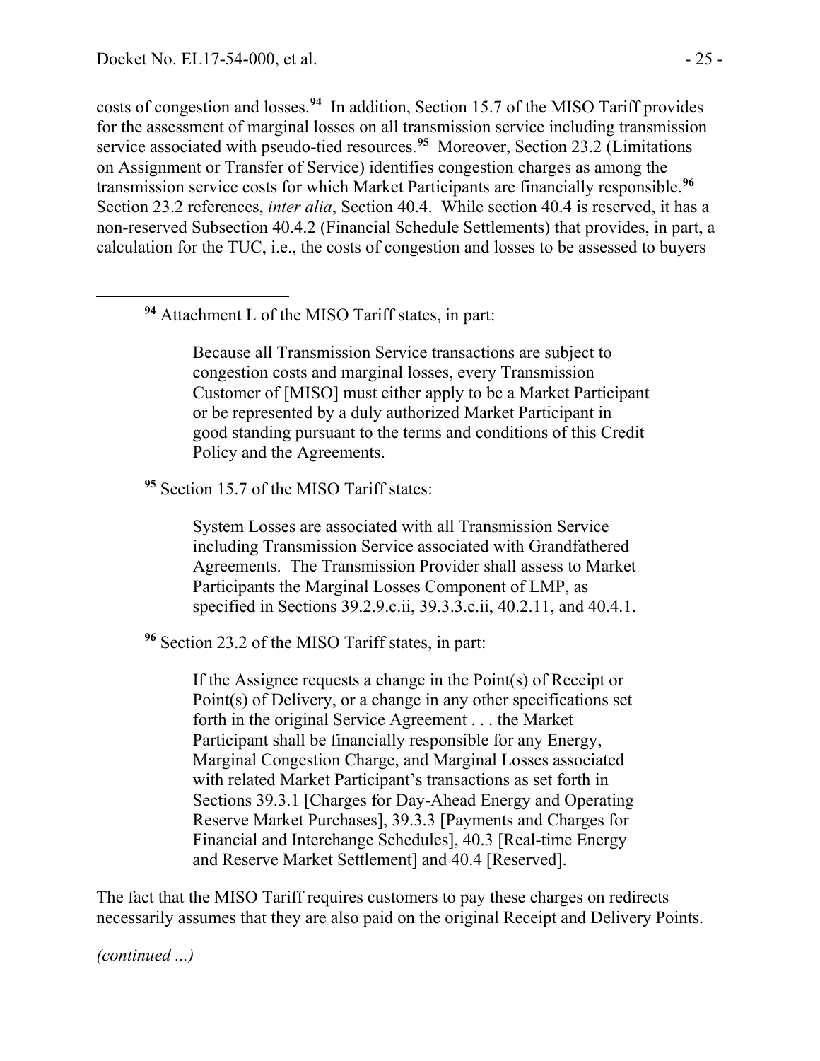costs of congestion and losses.[94] In addition, Section 15.7 of the MISO Tariff provides for the assessment of marginal losses on all transmission service including transmission service associated with pseudo-tied resources.[95] Moreover, Section 23.2 (Limitations on Assignment or Transfer of Service) identifies congestion charges as among the transmission service costs for which Market Participants are financially responsible.[96] Section 23.2 references, *inter alia*, Section 40.4. While section 40.4 is reserved, it has a non-reserved Subsection 40.4.2 (Financial Schedule Settlements) that provides, in part, a calculation for the TUC, i.e., the costs of congestion and losses to be assessed to buyers

---

[94] Attachment L of the MISO Tariff states, in part:

> Because all Transmission Service transactions are subject to congestion costs and marginal losses, every Transmission Customer of [MISO] must either apply to be a Market Participant or be represented by a duly authorized Market Participant in good standing pursuant to the terms and conditions of this Credit Policy and the Agreements.

[95] Section 15.7 of the MISO Tariff states:

> System Losses are associated with all Transmission Service including Transmission Service associated with Grandfathered Agreements. The Transmission Provider shall assess to Market Participants the Marginal Losses Component of LMP, as specified in Sections 39.2.9.c.ii, 39.3.3.c.ii, 40.2.11, and 40.4.1.

[96] Section 23.2 of the MISO Tariff states, in part:

> If the Assignee requests a change in the Point(s) of Receipt or Point(s) of Delivery, or a change in any other specifications set forth in the original Service Agreement . . . the Market Participant shall be financially responsible for any Energy, Marginal Congestion Charge, and Marginal Losses associated with related Market Participant's transactions as set forth in Sections 39.3.1 [Charges for Day-Ahead Energy and Operating Reserve Market Purchases], 39.3.3 [Payments and Charges for Financial and Interchange Schedules], 40.3 [Real-time Energy and Reserve Market Settlement] and 40.4 [Reserved].

The fact that the MISO Tariff requires customers to pay these charges on redirects necessarily assumes that they are also paid on the original Receipt and Delivery Points.

*(continued ...)*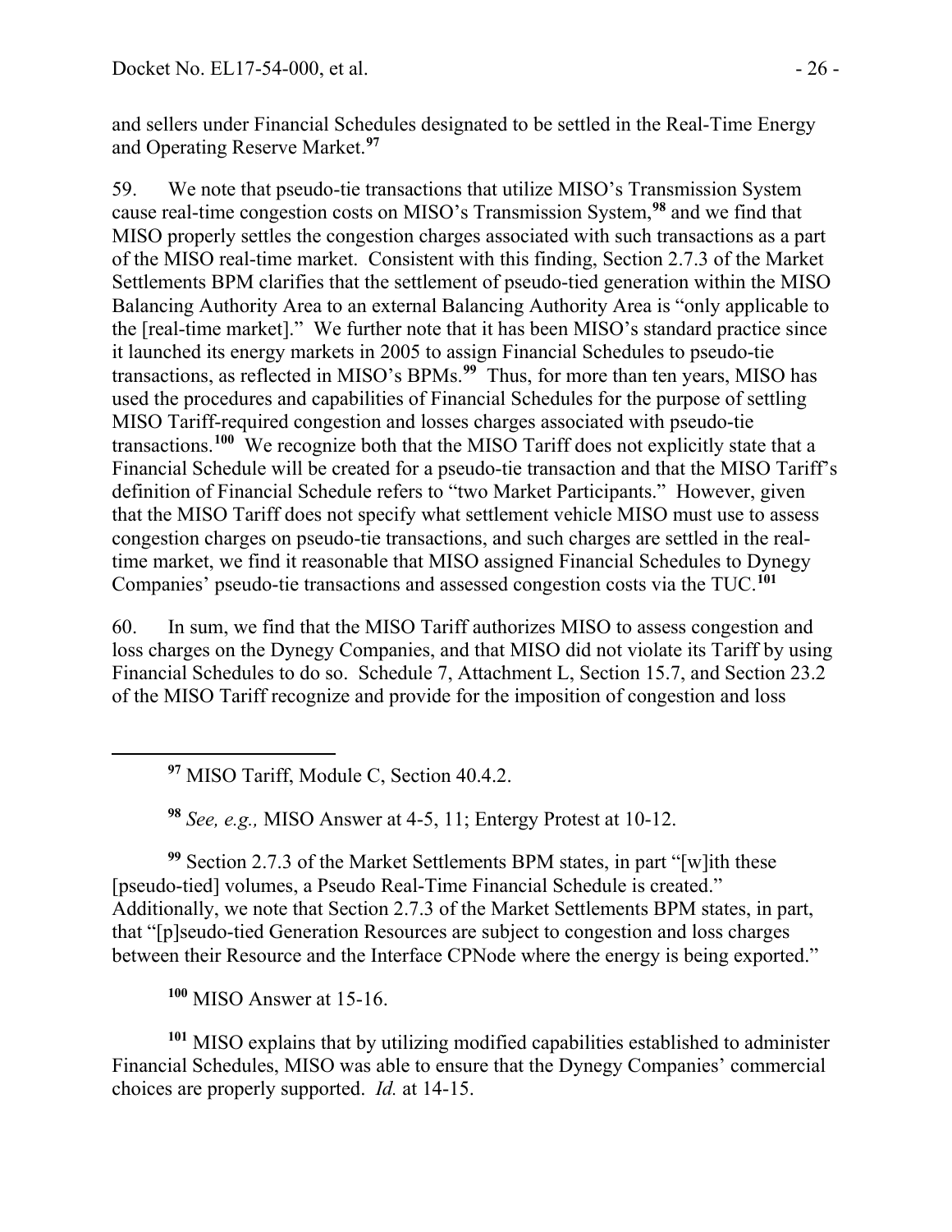and sellers under Financial Schedules designated to be settled in the Real-Time Energy and Operating Reserve Market.[97]

59. We note that pseudo-tie transactions that utilize MISO's Transmission System cause real-time congestion costs on MISO's Transmission System,[98] and we find that MISO properly settles the congestion charges associated with such transactions as a part of the MISO real-time market. Consistent with this finding, Section 2.7.3 of the Market Settlements BPM clarifies that the settlement of pseudo-tied generation within the MISO Balancing Authority Area to an external Balancing Authority Area is "only applicable to the [real-time market]." We further note that it has been MISO's standard practice since it launched its energy markets in 2005 to assign Financial Schedules to pseudo-tie transactions, as reflected in MISO's BPMs.[99] Thus, for more than ten years, MISO has used the procedures and capabilities of Financial Schedules for the purpose of settling MISO Tariff-required congestion and losses charges associated with pseudo-tie transactions.[100] We recognize both that the MISO Tariff does not explicitly state that a Financial Schedule will be created for a pseudo-tie transaction and that the MISO Tariff's definition of Financial Schedule refers to "two Market Participants." However, given that the MISO Tariff does not specify what settlement vehicle MISO must use to assess congestion charges on pseudo-tie transactions, and such charges are settled in the real-time market, we find it reasonable that MISO assigned Financial Schedules to Dynegy Companies' pseudo-tie transactions and assessed congestion costs via the TUC.[101]

60. In sum, we find that the MISO Tariff authorizes MISO to assess congestion and loss charges on the Dynegy Companies, and that MISO did not violate its Tariff by using Financial Schedules to do so. Schedule 7, Attachment L, Section 15.7, and Section 23.2 of the MISO Tariff recognize and provide for the imposition of congestion and loss

---

[97] MISO Tariff, Module C, Section 40.4.2.

[98] *See, e.g.,* MISO Answer at 4-5, 11; Entergy Protest at 10-12.

[99] Section 2.7.3 of the Market Settlements BPM states, in part "[w]ith these [pseudo-tied] volumes, a Pseudo Real-Time Financial Schedule is created." Additionally, we note that Section 2.7.3 of the Market Settlements BPM states, in part, that "[p]seudo-tied Generation Resources are subject to congestion and loss charges between their Resource and the Interface CPNode where the energy is being exported."

[100] MISO Answer at 15-16.

[101] MISO explains that by utilizing modified capabilities established to administer Financial Schedules, MISO was able to ensure that the Dynegy Companies' commercial choices are properly supported. *Id.* at 14-15.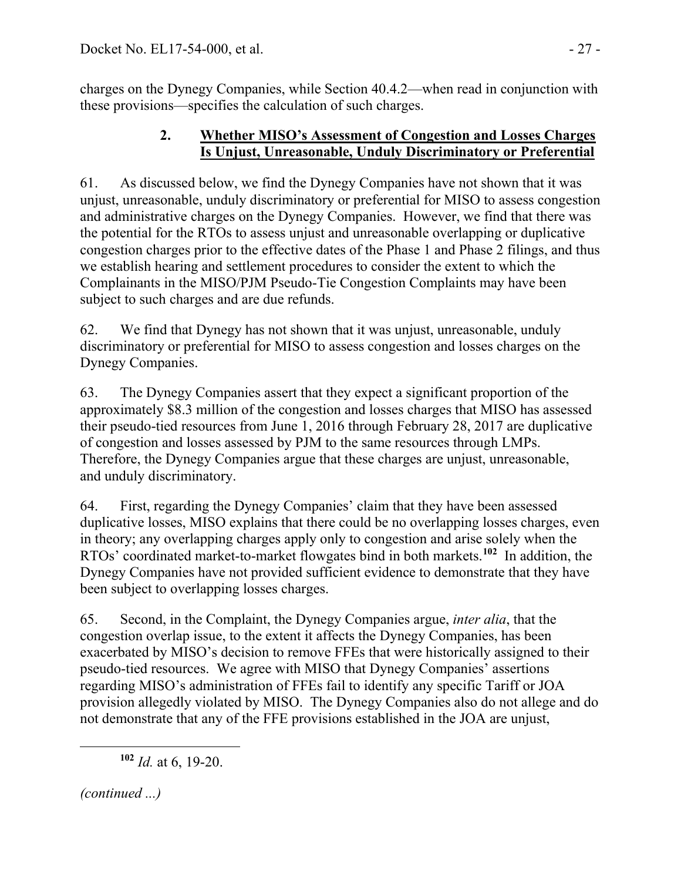charges on the Dynegy Companies, while Section 40.4.2—when read in conjunction with these provisions—specifies the calculation of such charges.

### 2. Whether MISO's Assessment of Congestion and Losses Charges Is Unjust, Unreasonable, Unduly Discriminatory or Preferential

61. As discussed below, we find the Dynegy Companies have not shown that it was unjust, unreasonable, unduly discriminatory or preferential for MISO to assess congestion and administrative charges on the Dynegy Companies. However, we find that there was the potential for the RTOs to assess unjust and unreasonable overlapping or duplicative congestion charges prior to the effective dates of the Phase 1 and Phase 2 filings, and thus we establish hearing and settlement procedures to consider the extent to which the Complainants in the MISO/PJM Pseudo-Tie Congestion Complaints may have been subject to such charges and are due refunds.

62. We find that Dynegy has not shown that it was unjust, unreasonable, unduly discriminatory or preferential for MISO to assess congestion and losses charges on the Dynegy Companies.

63. The Dynegy Companies assert that they expect a significant proportion of the approximately \$8.3 million of the congestion and losses charges that MISO has assessed their pseudo-tied resources from June 1, 2016 through February 28, 2017 are duplicative of congestion and losses assessed by PJM to the same resources through LMPs. Therefore, the Dynegy Companies argue that these charges are unjust, unreasonable, and unduly discriminatory.

64. First, regarding the Dynegy Companies' claim that they have been assessed duplicative losses, MISO explains that there could be no overlapping losses charges, even in theory; any overlapping charges apply only to congestion and arise solely when the RTOs' coordinated market-to-market flowgates bind in both markets.[102] In addition, the Dynegy Companies have not provided sufficient evidence to demonstrate that they have been subject to overlapping losses charges.

65. Second, in the Complaint, the Dynegy Companies argue, *inter alia*, that the congestion overlap issue, to the extent it affects the Dynegy Companies, has been exacerbated by MISO's decision to remove FFEs that were historically assigned to their pseudo-tied resources. We agree with MISO that Dynegy Companies' assertions regarding MISO's administration of FFEs fail to identify any specific Tariff or JOA provision allegedly violated by MISO. The Dynegy Companies also do not allege and do not demonstrate that any of the FFE provisions established in the JOA are unjust,

---

[102] *Id.* at 6, 19-20.

*(continued ...)*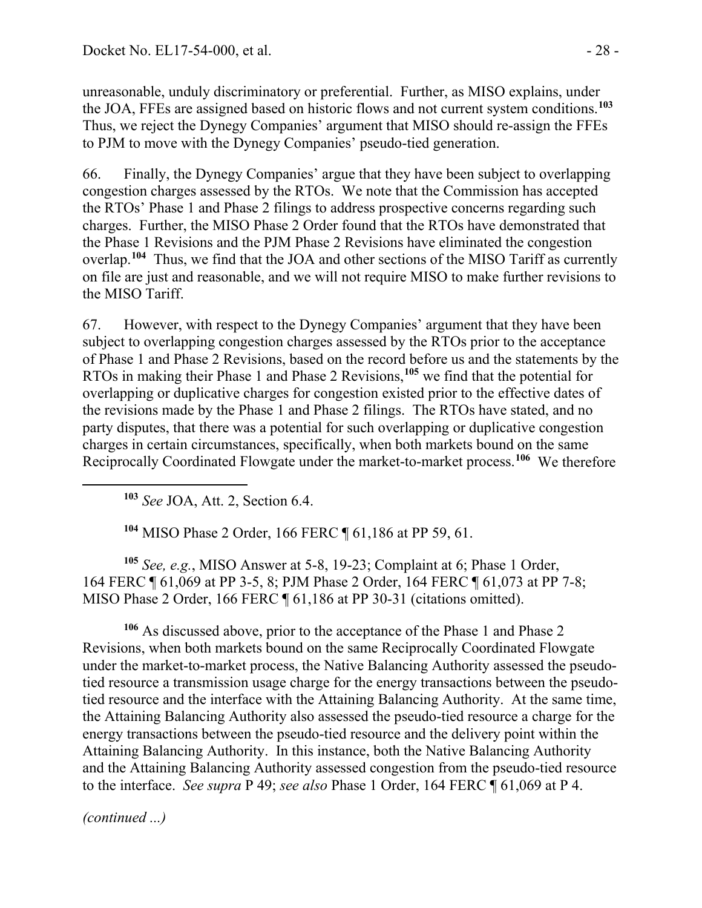unreasonable, unduly discriminatory or preferential. Further, as MISO explains, under the JOA, FFEs are assigned based on historic flows and not current system conditions.[103] Thus, we reject the Dynegy Companies' argument that MISO should re-assign the FFEs to PJM to move with the Dynegy Companies' pseudo-tied generation.

66. Finally, the Dynegy Companies' argue that they have been subject to overlapping congestion charges assessed by the RTOs. We note that the Commission has accepted the RTOs' Phase 1 and Phase 2 filings to address prospective concerns regarding such charges. Further, the MISO Phase 2 Order found that the RTOs have demonstrated that the Phase 1 Revisions and the PJM Phase 2 Revisions have eliminated the congestion overlap.[104] Thus, we find that the JOA and other sections of the MISO Tariff as currently on file are just and reasonable, and we will not require MISO to make further revisions to the MISO Tariff.

67. However, with respect to the Dynegy Companies' argument that they have been subject to overlapping congestion charges assessed by the RTOs prior to the acceptance of Phase 1 and Phase 2 Revisions, based on the record before us and the statements by the RTOs in making their Phase 1 and Phase 2 Revisions,[105] we find that the potential for overlapping or duplicative charges for congestion existed prior to the effective dates of the revisions made by the Phase 1 and Phase 2 filings. The RTOs have stated, and no party disputes, that there was a potential for such overlapping or duplicative congestion charges in certain circumstances, specifically, when both markets bound on the same Reciprocally Coordinated Flowgate under the market-to-market process.[106] We therefore

---

[103] *See* JOA, Att. 2, Section 6.4.

[104] MISO Phase 2 Order, 166 FERC ¶ 61,186 at PP 59, 61.

[105] *See, e.g.*, MISO Answer at 5-8, 19-23; Complaint at 6; Phase 1 Order, 164 FERC ¶ 61,069 at PP 3-5, 8; PJM Phase 2 Order, 164 FERC ¶ 61,073 at PP 7-8; MISO Phase 2 Order, 166 FERC ¶ 61,186 at PP 30-31 (citations omitted).

[106] As discussed above, prior to the acceptance of the Phase 1 and Phase 2 Revisions, when both markets bound on the same Reciprocally Coordinated Flowgate under the market-to-market process, the Native Balancing Authority assessed the pseudo-tied resource a transmission usage charge for the energy transactions between the pseudo-tied resource and the interface with the Attaining Balancing Authority. At the same time, the Attaining Balancing Authority also assessed the pseudo-tied resource a charge for the energy transactions between the pseudo-tied resource and the delivery point within the Attaining Balancing Authority. In this instance, both the Native Balancing Authority and the Attaining Balancing Authority assessed congestion from the pseudo-tied resource to the interface. *See supra* P 49; *see also* Phase 1 Order, 164 FERC ¶ 61,069 at P 4.

*(continued ...)*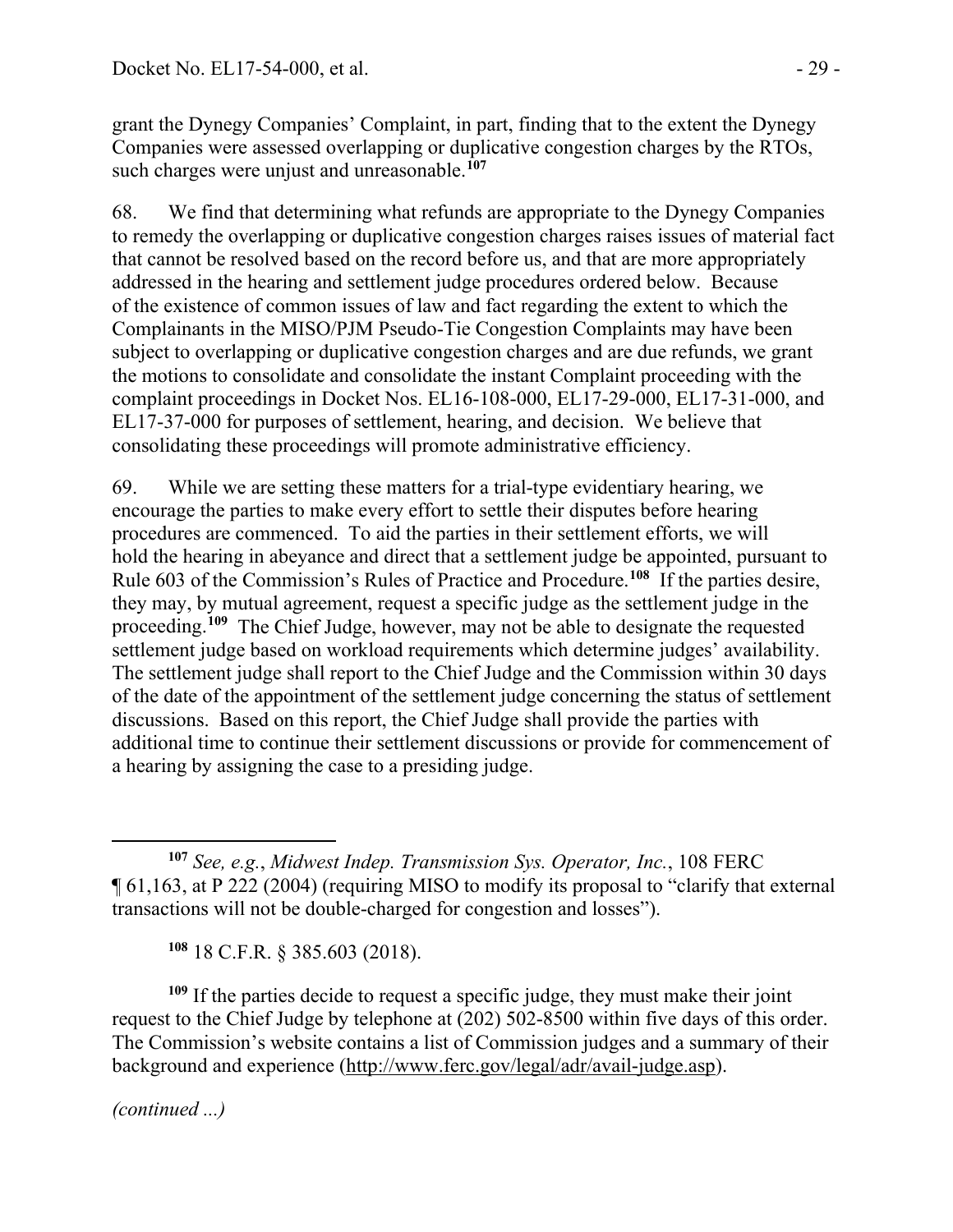grant the Dynegy Companies' Complaint, in part, finding that to the extent the Dynegy Companies were assessed overlapping or duplicative congestion charges by the RTOs, such charges were unjust and unreasonable.[107]

68. We find that determining what refunds are appropriate to the Dynegy Companies to remedy the overlapping or duplicative congestion charges raises issues of material fact that cannot be resolved based on the record before us, and that are more appropriately addressed in the hearing and settlement judge procedures ordered below. Because of the existence of common issues of law and fact regarding the extent to which the Complainants in the MISO/PJM Pseudo-Tie Congestion Complaints may have been subject to overlapping or duplicative congestion charges and are due refunds, we grant the motions to consolidate and consolidate the instant Complaint proceeding with the complaint proceedings in Docket Nos. EL16-108-000, EL17-29-000, EL17-31-000, and EL17-37-000 for purposes of settlement, hearing, and decision. We believe that consolidating these proceedings will promote administrative efficiency.

69. While we are setting these matters for a trial-type evidentiary hearing, we encourage the parties to make every effort to settle their disputes before hearing procedures are commenced. To aid the parties in their settlement efforts, we will hold the hearing in abeyance and direct that a settlement judge be appointed, pursuant to Rule 603 of the Commission's Rules of Practice and Procedure.[108] If the parties desire, they may, by mutual agreement, request a specific judge as the settlement judge in the proceeding.[109] The Chief Judge, however, may not be able to designate the requested settlement judge based on workload requirements which determine judges' availability. The settlement judge shall report to the Chief Judge and the Commission within 30 days of the date of the appointment of the settlement judge concerning the status of settlement discussions. Based on this report, the Chief Judge shall provide the parties with additional time to continue their settlement discussions or provide for commencement of a hearing by assigning the case to a presiding judge.

---

[107] *See, e.g.*, *Midwest Indep. Transmission Sys. Operator, Inc.*, 108 FERC ¶ 61,163, at P 222 (2004) (requiring MISO to modify its proposal to "clarify that external transactions will not be double-charged for congestion and losses").

[108] 18 C.F.R. § 385.603 (2018).

[109] If the parties decide to request a specific judge, they must make their joint request to the Chief Judge by telephone at (202) 502-8500 within five days of this order. The Commission's website contains a list of Commission judges and a summary of their background and experience (http://www.ferc.gov/legal/adr/avail-judge.asp).

*(continued ...)*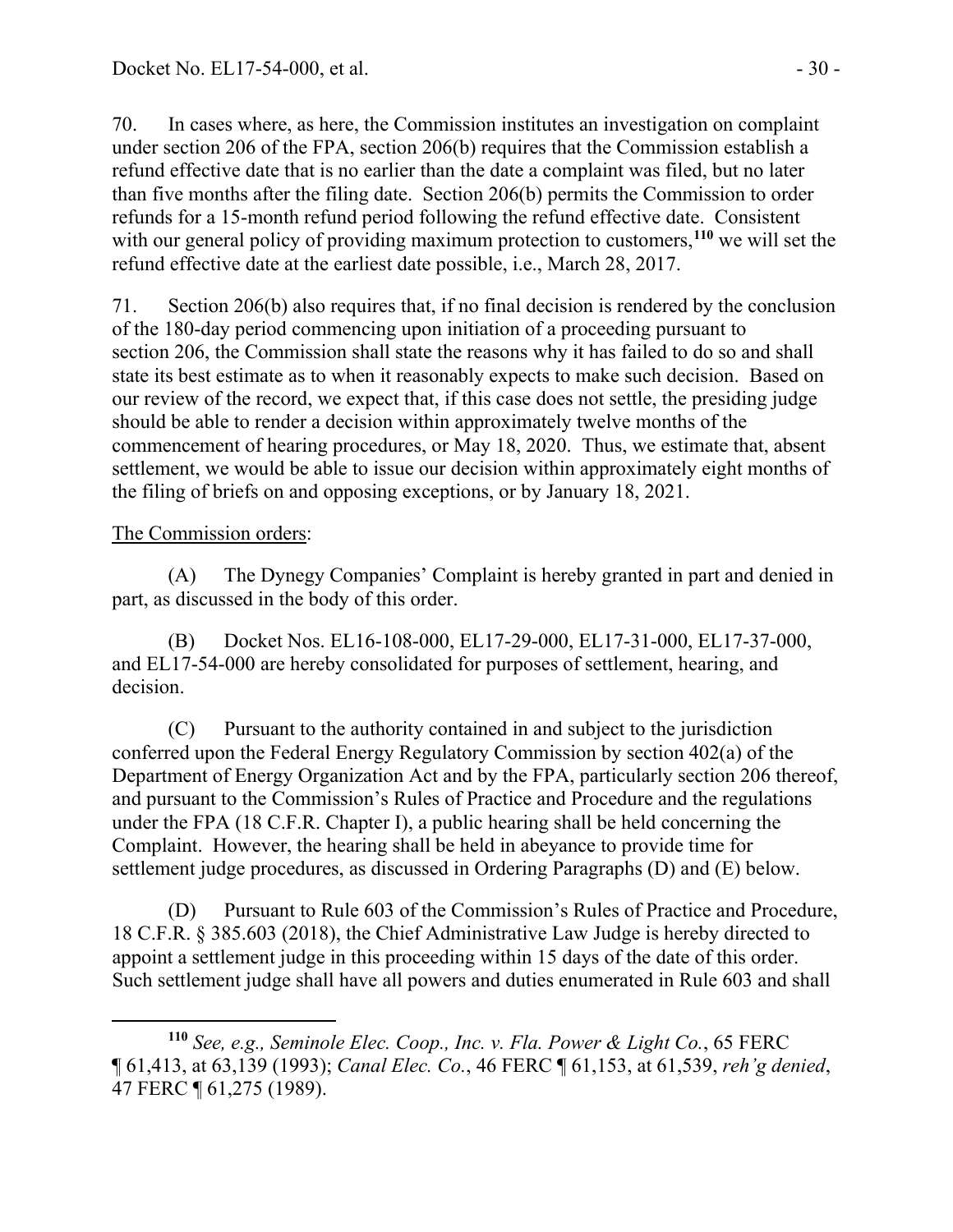70. In cases where, as here, the Commission institutes an investigation on complaint under section 206 of the FPA, section 206(b) requires that the Commission establish a refund effective date that is no earlier than the date a complaint was filed, but no later than five months after the filing date. Section 206(b) permits the Commission to order refunds for a 15-month refund period following the refund effective date. Consistent with our general policy of providing maximum protection to customers,[110] we will set the refund effective date at the earliest date possible, i.e., March 28, 2017.

71. Section 206(b) also requires that, if no final decision is rendered by the conclusion of the 180-day period commencing upon initiation of a proceeding pursuant to section 206, the Commission shall state the reasons why it has failed to do so and shall state its best estimate as to when it reasonably expects to make such decision. Based on our review of the record, we expect that, if this case does not settle, the presiding judge should be able to render a decision within approximately twelve months of the commencement of hearing procedures, or May 18, 2020. Thus, we estimate that, absent settlement, we would be able to issue our decision within approximately eight months of the filing of briefs on and opposing exceptions, or by January 18, 2021.

The Commission orders:

(A) The Dynegy Companies' Complaint is hereby granted in part and denied in part, as discussed in the body of this order.

(B) Docket Nos. EL16-108-000, EL17-29-000, EL17-31-000, EL17-37-000, and EL17-54-000 are hereby consolidated for purposes of settlement, hearing, and decision.

(C) Pursuant to the authority contained in and subject to the jurisdiction conferred upon the Federal Energy Regulatory Commission by section 402(a) of the Department of Energy Organization Act and by the FPA, particularly section 206 thereof, and pursuant to the Commission's Rules of Practice and Procedure and the regulations under the FPA (18 C.F.R. Chapter I), a public hearing shall be held concerning the Complaint. However, the hearing shall be held in abeyance to provide time for settlement judge procedures, as discussed in Ordering Paragraphs (D) and (E) below.

(D) Pursuant to Rule 603 of the Commission's Rules of Practice and Procedure, 18 C.F.R. § 385.603 (2018), the Chief Administrative Law Judge is hereby directed to appoint a settlement judge in this proceeding within 15 days of the date of this order. Such settlement judge shall have all powers and duties enumerated in Rule 603 and shall

---

[110] *See, e.g., Seminole Elec. Coop., Inc. v. Fla. Power & Light Co.*, 65 FERC ¶ 61,413, at 63,139 (1993); *Canal Elec. Co.*, 46 FERC ¶ 61,153, at 61,539, *reh'g denied*, 47 FERC ¶ 61,275 (1989).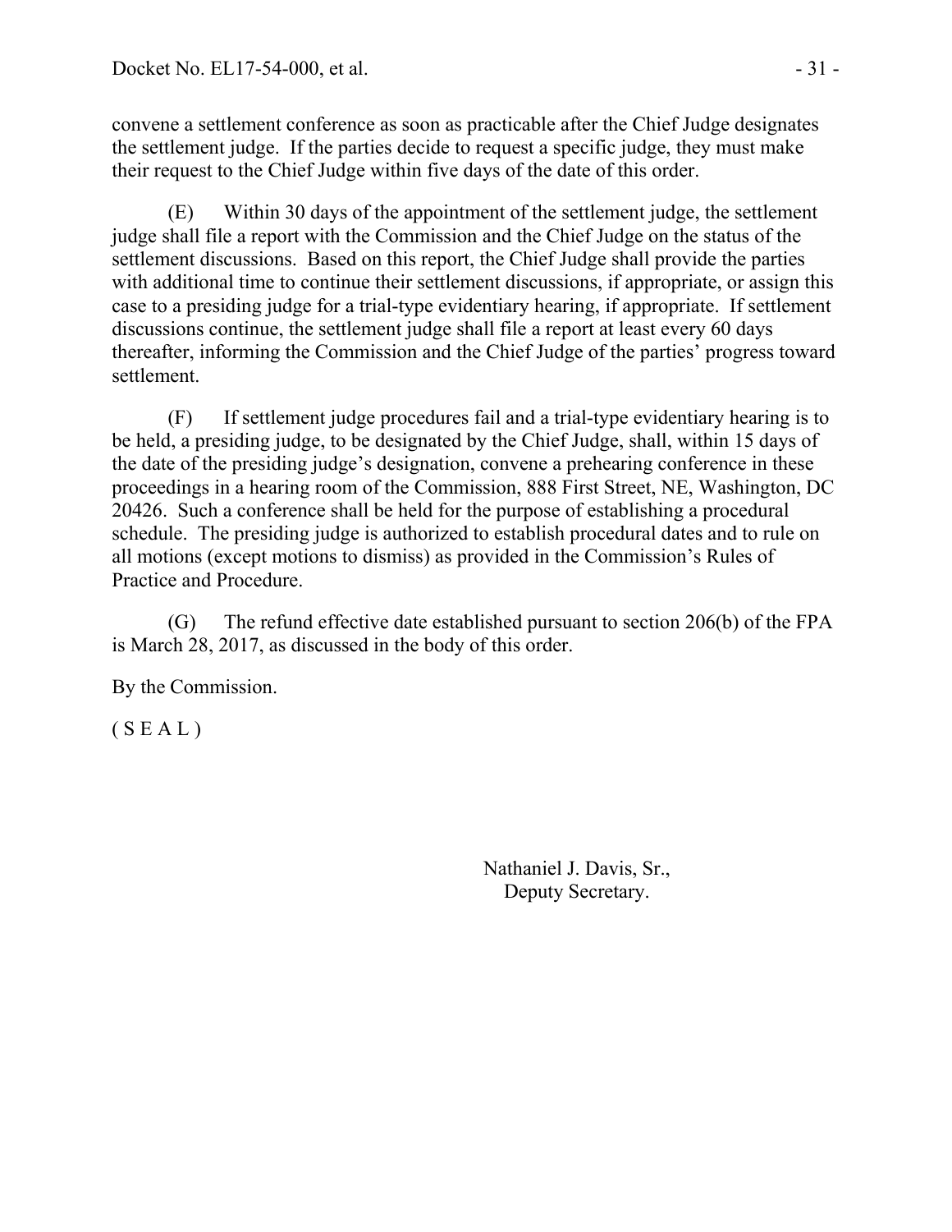convene a settlement conference as soon as practicable after the Chief Judge designates the settlement judge. If the parties decide to request a specific judge, they must make their request to the Chief Judge within five days of the date of this order.

(E) Within 30 days of the appointment of the settlement judge, the settlement judge shall file a report with the Commission and the Chief Judge on the status of the settlement discussions. Based on this report, the Chief Judge shall provide the parties with additional time to continue their settlement discussions, if appropriate, or assign this case to a presiding judge for a trial-type evidentiary hearing, if appropriate. If settlement discussions continue, the settlement judge shall file a report at least every 60 days thereafter, informing the Commission and the Chief Judge of the parties' progress toward settlement.

(F) If settlement judge procedures fail and a trial-type evidentiary hearing is to be held, a presiding judge, to be designated by the Chief Judge, shall, within 15 days of the date of the presiding judge's designation, convene a prehearing conference in these proceedings in a hearing room of the Commission, 888 First Street, NE, Washington, DC 20426. Such a conference shall be held for the purpose of establishing a procedural schedule. The presiding judge is authorized to establish procedural dates and to rule on all motions (except motions to dismiss) as provided in the Commission's Rules of Practice and Procedure.

(G) The refund effective date established pursuant to section 206(b) of the FPA is March 28, 2017, as discussed in the body of this order.

By the Commission.

( S E A L )

Nathaniel J. Davis, Sr.,
Deputy Secretary.